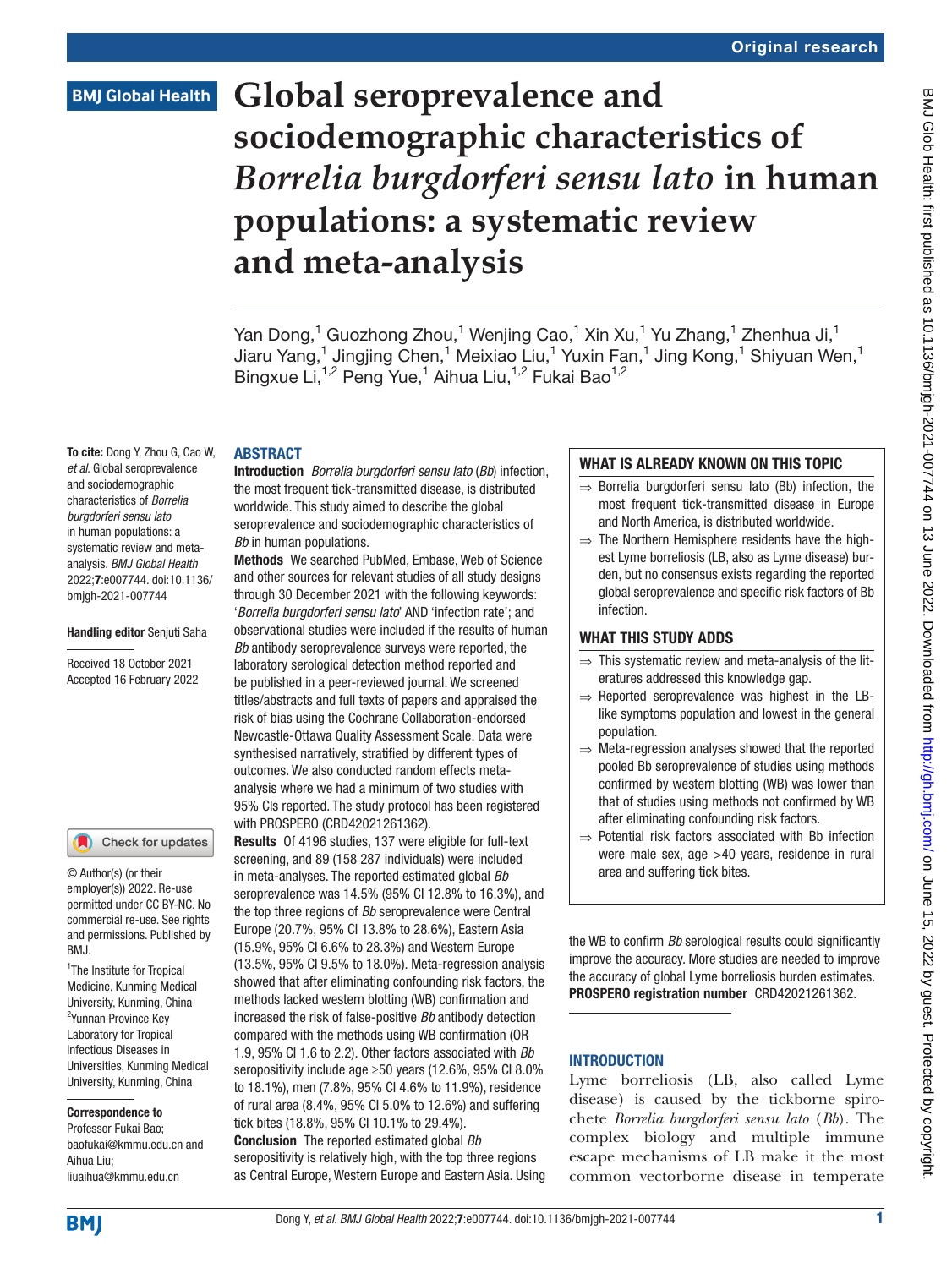Original research

# Global seroprevalence and sociodemographic characteristics of *Borrelia burgdorferi sensu lato* in human populations: a systematic review and meta-analysis

Yan Dong,[1] Guozhong Zhou,[1] Wenjing Cao,[1] Xin Xu,[1] Yu Zhang,[1] Zhenhua Ji,[1] Jiaru Yang,[1] Jingjing Chen,[1] Meixiao Liu,[1] Yuxin Fan,[1] Jing Kong,[1] Shiyuan Wen,[1] Bingxue Li,[1,2] Peng Yue,[1] Aihua Liu,[1,2] Fukai Bao[1,2]

**To cite:** Dong Y, Zhou G, Cao W, *et al*. Global seroprevalence and sociodemographic characteristics of *Borrelia burgdorferi sensu lato* in human populations: a systematic review and meta-analysis. *BMJ Global Health* 2022;**7**:e007744. doi:10.1136/bmjgh-2021-007744

**Handling editor** Senjuti Saha

Received 18 October 2021
Accepted 16 February 2022

© Author(s) (or their employer(s)) 2022. Re-use permitted under CC BY-NC. No commercial re-use. See rights and permissions. Published by BMJ.

[1]The Institute for Tropical Medicine, Kunming Medical University, Kunming, China
[2]Yunnan Province Key Laboratory for Tropical Infectious Diseases in Universities, Kunming Medical University, Kunming, China

**Correspondence to**
Professor Fukai Bao; baofukai@kmmu.edu.cn and Aihua Liu; liuaihua@kmmu.edu.cn

## ABSTRACT

**Introduction** *Borrelia burgdorferi sensu lato* (*Bb*) infection, the most frequent tick-transmitted disease, is distributed worldwide. This study aimed to describe the global seroprevalence and sociodemographic characteristics of *Bb* in human populations.

**Methods** We searched PubMed, Embase, Web of Science and other sources for relevant studies of all study designs through 30 December 2021 with the following keywords: '*Borrelia burgdorferi sensu lato*' AND 'infection rate'; and observational studies were included if the results of human *Bb* antibody seroprevalence surveys were reported, the laboratory serological detection method reported and be published in a peer-reviewed journal. We screened titles/abstracts and full texts of papers and appraised the risk of bias using the Cochrane Collaboration-endorsed Newcastle-Ottawa Quality Assessment Scale. Data were synthesised narratively, stratified by different types of outcomes. We also conducted random effects meta-analysis where we had a minimum of two studies with 95% CIs reported. The study protocol has been registered with PROSPERO (CRD42021261362).

**Results** Of 4196 studies, 137 were eligible for full-text screening, and 89 (158 287 individuals) were included in meta-analyses. The reported estimated global *Bb* seroprevalence was 14.5% (95% CI 12.8% to 16.3%), and the top three regions of *Bb* seroprevalence were Central Europe (20.7%, 95% CI 13.8% to 28.6%), Eastern Asia (15.9%, 95% CI 6.6% to 28.3%) and Western Europe (13.5%, 95% CI 9.5% to 18.0%). Meta-regression analysis showed that after eliminating confounding risk factors, the methods lacked western blotting (WB) confirmation and increased the risk of false-positive *Bb* antibody detection compared with the methods using WB confirmation (OR 1.9, 95% CI 1.6 to 2.2). Other factors associated with *Bb* seropositivity include age ≥50 years (12.6%, 95% CI 8.0% to 18.1%), men (7.8%, 95% CI 4.6% to 11.9%), residence of rural area (8.4%, 95% CI 5.0% to 12.6%) and suffering tick bites (18.8%, 95% CI 10.1% to 29.4%).

**Conclusion** The reported estimated global *Bb* seropositivity is relatively high, with the top three regions as Central Europe, Western Europe and Eastern Asia. Using the WB to confirm *Bb* serological results could significantly improve the accuracy. More studies are needed to improve the accuracy of global Lyme borreliosis burden estimates.

**PROSPERO registration number** CRD42021261362.

### WHAT IS ALREADY KNOWN ON THIS TOPIC

⇒ Borrelia burgdorferi sensu lato (Bb) infection, the most frequent tick-transmitted disease in Europe and North America, is distributed worldwide.

⇒ The Northern Hemisphere residents have the highest Lyme borreliosis (LB, also as Lyme disease) burden, but no consensus exists regarding the reported global seroprevalence and specific risk factors of Bb infection.

### WHAT THIS STUDY ADDS

⇒ This systematic review and meta-analysis of the literatures addressed this knowledge gap.

⇒ Reported seroprevalence was highest in the LB-like symptoms population and lowest in the general population.

⇒ Meta-regression analyses showed that the reported pooled Bb seroprevalence of studies using methods confirmed by western blotting (WB) was lower than that of studies using methods not confirmed by WB after eliminating confounding risk factors.

⇒ Potential risk factors associated with Bb infection were male sex, age >40 years, residence in rural area and suffering tick bites.

## INTRODUCTION

Lyme borreliosis (LB, also called Lyme disease) is caused by the tickborne spirochete *Borrelia burgdorferi sensu lato* (*Bb*). The complex biology and multiple immune escape mechanisms of LB make it the most common vectorborne disease in temperate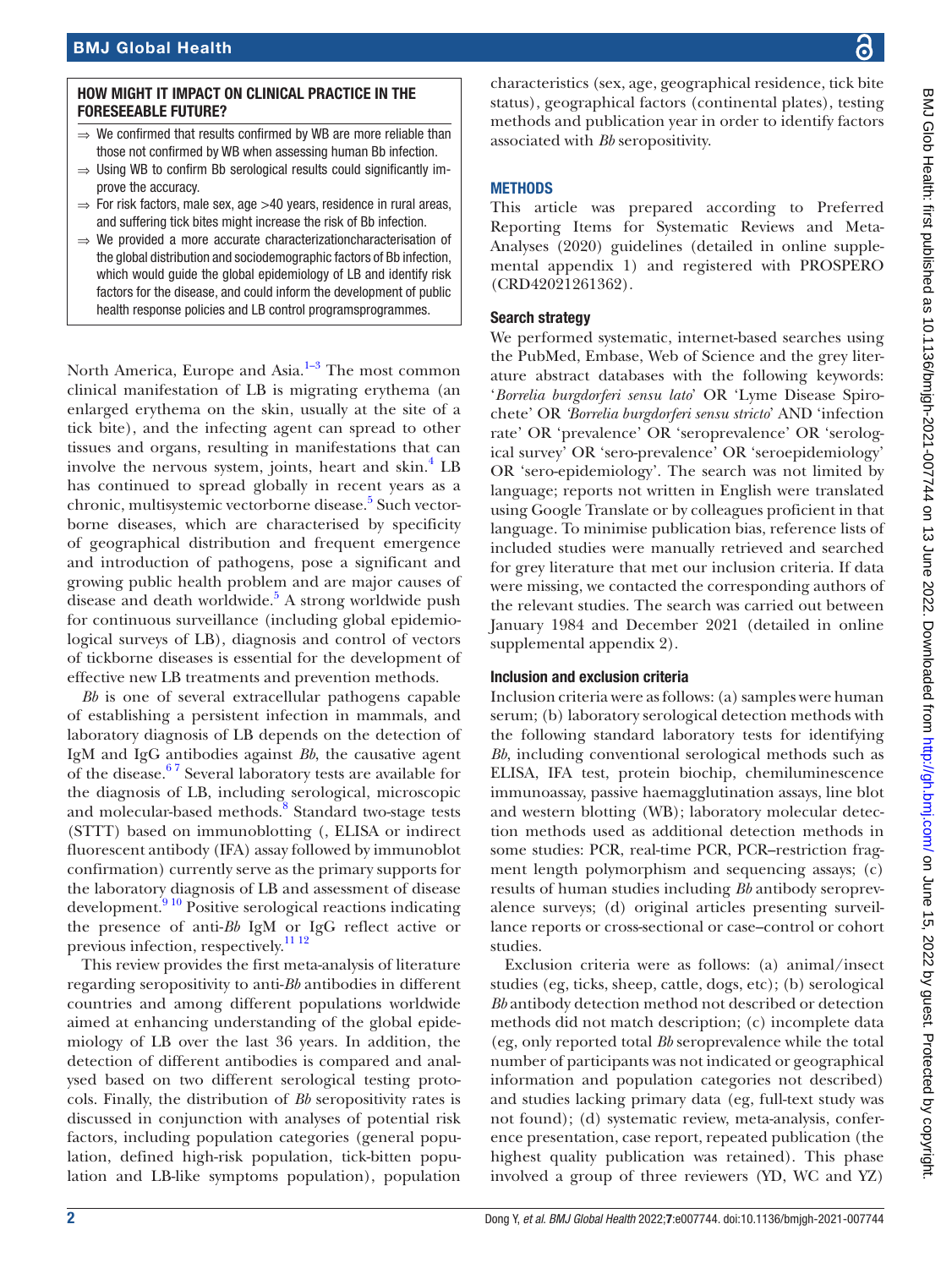### HOW MIGHT IT IMPACT ON CLINICAL PRACTICE IN THE FORESEEABLE FUTURE?

- ⇒ We confirmed that results confirmed by WB are more reliable than those not confirmed by WB when assessing human Bb infection.
- ⇒ Using WB to confirm Bb serological results could significantly improve the accuracy.
- ⇒ For risk factors, male sex, age >40 years, residence in rural areas, and suffering tick bites might increase the risk of Bb infection.
- ⇒ We provided a more accurate characterizationcharacterisation of the global distribution and sociodemographic factors of Bb infection, which would guide the global epidemiology of LB and identify risk factors for the disease, and could inform the development of public health response policies and LB control programsprogrammes.

North America, Europe and Asia.[1–3] The most common clinical manifestation of LB is migrating erythema (an enlarged erythema on the skin, usually at the site of a tick bite), and the infecting agent can spread to other tissues and organs, resulting in manifestations that can involve the nervous system, joints, heart and skin.[4] LB has continued to spread globally in recent years as a chronic, multisystemic vectorborne disease.[5] Such vectorborne diseases, which are characterised by specificity of geographical distribution and frequent emergence and introduction of pathogens, pose a significant and growing public health problem and are major causes of disease and death worldwide.[5] A strong worldwide push for continuous surveillance (including global epidemiological surveys of LB), diagnosis and control of vectors of tickborne diseases is essential for the development of effective new LB treatments and prevention methods.

*Bb* is one of several extracellular pathogens capable of establishing a persistent infection in mammals, and laboratory diagnosis of LB depends on the detection of IgM and IgG antibodies against *Bb*, the causative agent of the disease.[6 7] Several laboratory tests are available for the diagnosis of LB, including serological, microscopic and molecular-based methods.[8] Standard two-stage tests (STTT) based on immunoblotting (, ELISA or indirect fluorescent antibody (IFA) assay followed by immunoblot confirmation) currently serve as the primary supports for the laboratory diagnosis of LB and assessment of disease development.[9 10] Positive serological reactions indicating the presence of anti-*Bb* IgM or IgG reflect active or previous infection, respectively.[11 12]

This review provides the first meta-analysis of literature regarding seropositivity to anti-*Bb* antibodies in different countries and among different populations worldwide aimed at enhancing understanding of the global epidemiology of LB over the last 36 years. In addition, the detection of different antibodies is compared and analysed based on two different serological testing protocols. Finally, the distribution of *Bb* seropositivity rates is discussed in conjunction with analyses of potential risk factors, including population categories (general population, defined high-risk population, tick-bitten population and LB-like symptoms population), population characteristics (sex, age, geographical residence, tick bite status), geographical factors (continental plates), testing methods and publication year in order to identify factors associated with *Bb* seropositivity.

## METHODS

This article was prepared according to Preferred Reporting Items for Systematic Reviews and Meta-Analyses (2020) guidelines (detailed in online supplemental appendix 1) and registered with PROSPERO (CRD42021261362).

### Search strategy

We performed systematic, internet-based searches using the PubMed, Embase, Web of Science and the grey literature abstract databases with the following keywords: '*Borrelia burgdorferi sensu lato*' OR 'Lyme Disease Spirochete' OR '*Borrelia burgdorferi sensu stricto*' AND 'infection rate' OR 'prevalence' OR 'seroprevalence' OR 'serological survey' OR 'sero-prevalence' OR 'seroepidemiology' OR 'sero-epidemiology'. The search was not limited by language; reports not written in English were translated using Google Translate or by colleagues proficient in that language. To minimise publication bias, reference lists of included studies were manually retrieved and searched for grey literature that met our inclusion criteria. If data were missing, we contacted the corresponding authors of the relevant studies. The search was carried out between January 1984 and December 2021 (detailed in online supplemental appendix 2).

### Inclusion and exclusion criteria

Inclusion criteria were as follows: (a) samples were human serum; (b) laboratory serological detection methods with the following standard laboratory tests for identifying *Bb*, including conventional serological methods such as ELISA, IFA test, protein biochip, chemiluminescence immunoassay, passive haemagglutination assays, line blot and western blotting (WB); laboratory molecular detection methods used as additional detection methods in some studies: PCR, real-time PCR, PCR–restriction fragment length polymorphism and sequencing assays; (c) results of human studies including *Bb* antibody seroprevalence surveys; (d) original articles presenting surveillance reports or cross-sectional or case–control or cohort studies.

Exclusion criteria were as follows: (a) animal/insect studies (eg, ticks, sheep, cattle, dogs, etc); (b) serological *Bb* antibody detection method not described or detection methods did not match description; (c) incomplete data (eg, only reported total *Bb* seroprevalence while the total number of participants was not indicated or geographical information and population categories not described) and studies lacking primary data (eg, full-text study was not found); (d) systematic review, meta-analysis, conference presentation, case report, repeated publication (the highest quality publication was retained). This phase involved a group of three reviewers (YD, WC and YZ)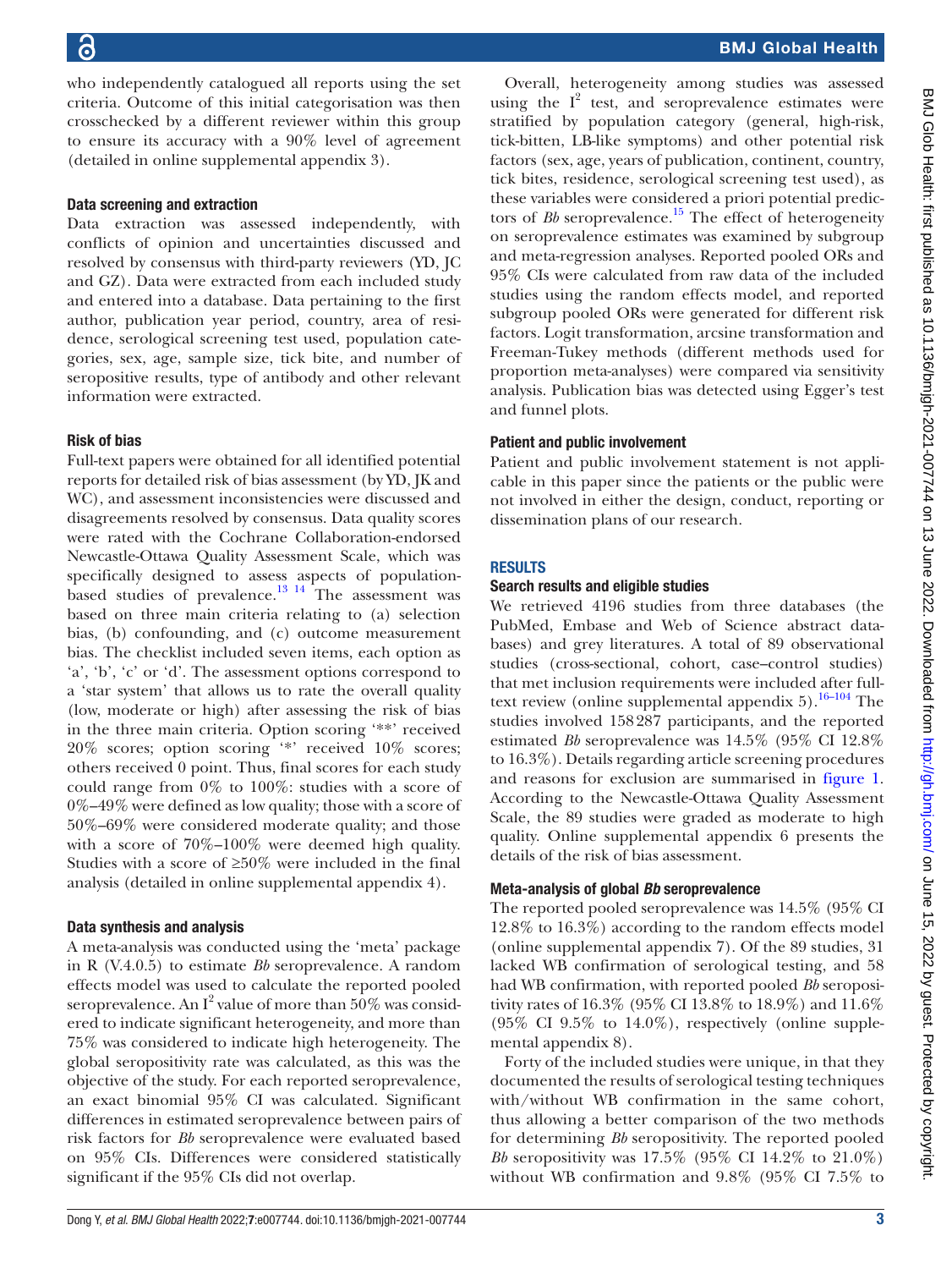who independently catalogued all reports using the set criteria. Outcome of this initial categorisation was then crosschecked by a different reviewer within this group to ensure its accuracy with a 90% level of agreement (detailed in online supplemental appendix 3).

### Data screening and extraction

Data extraction was assessed independently, with conflicts of opinion and uncertainties discussed and resolved by consensus with third-party reviewers (YD, JC and GZ). Data were extracted from each included study and entered into a database. Data pertaining to the first author, publication year period, country, area of residence, serological screening test used, population categories, sex, age, sample size, tick bite, and number of seropositive results, type of antibody and other relevant information were extracted.

### Risk of bias

Full-text papers were obtained for all identified potential reports for detailed risk of bias assessment (by YD, JK and WC), and assessment inconsistencies were discussed and disagreements resolved by consensus. Data quality scores were rated with the Cochrane Collaboration-endorsed Newcastle-Ottawa Quality Assessment Scale, which was specifically designed to assess aspects of population-based studies of prevalence.[13 14] The assessment was based on three main criteria relating to (a) selection bias, (b) confounding, and (c) outcome measurement bias. The checklist included seven items, each option as 'a', 'b', 'c' or 'd'. The assessment options correspond to a 'star system' that allows us to rate the overall quality (low, moderate or high) after assessing the risk of bias in the three main criteria. Option scoring '**' received 20% scores; option scoring '*' received 10% scores; others received 0 point. Thus, final scores for each study could range from 0% to 100%: studies with a score of 0%–49% were defined as low quality; those with a score of 50%–69% were considered moderate quality; and those with a score of 70%–100% were deemed high quality. Studies with a score of ≥50% were included in the final analysis (detailed in online supplemental appendix 4).

### Data synthesis and analysis

A meta-analysis was conducted using the 'meta' package in R (V.4.0.5) to estimate *Bb* seroprevalence. A random effects model was used to calculate the reported pooled seroprevalence. An $I^2$ value of more than 50% was considered to indicate significant heterogeneity, and more than 75% was considered to indicate high heterogeneity. The global seropositivity rate was calculated, as this was the objective of the study. For each reported seroprevalence, an exact binomial 95% CI was calculated. Significant differences in estimated seroprevalence between pairs of risk factors for *Bb* seroprevalence were evaluated based on 95% CIs. Differences were considered statistically significant if the 95% CIs did not overlap.

Overall, heterogeneity among studies was assessed using the $I^2$ test, and seroprevalence estimates were stratified by population category (general, high-risk, tick-bitten, LB-like symptoms) and other potential risk factors (sex, age, years of publication, continent, country, tick bites, residence, serological screening test used), as these variables were considered a priori potential predictors of *Bb* seroprevalence.[15] The effect of heterogeneity on seroprevalence estimates was examined by subgroup and meta-regression analyses. Reported pooled ORs and 95% CIs were calculated from raw data of the included studies using the random effects model, and reported subgroup pooled ORs were generated for different risk factors. Logit transformation, arcsine transformation and Freeman-Tukey methods (different methods used for proportion meta-analyses) were compared via sensitivity analysis. Publication bias was detected using Egger's test and funnel plots.

### Patient and public involvement

Patient and public involvement statement is not applicable in this paper since the patients or the public were not involved in either the design, conduct, reporting or dissemination plans of our research.

## RESULTS

### Search results and eligible studies

We retrieved 4196 studies from three databases (the PubMed, Embase and Web of Science abstract databases) and grey literatures. A total of 89 observational studies (cross-sectional, cohort, case–control studies) that met inclusion requirements were included after full-text review (online supplemental appendix 5).[16–104] The studies involved 158 287 participants, and the reported estimated *Bb* seroprevalence was 14.5% (95% CI 12.8% to 16.3%). Details regarding article screening procedures and reasons for exclusion are summarised in figure 1. According to the Newcastle-Ottawa Quality Assessment Scale, the 89 studies were graded as moderate to high quality. Online supplemental appendix 6 presents the details of the risk of bias assessment.

### Meta-analysis of global *Bb* seroprevalence

The reported pooled seroprevalence was 14.5% (95% CI 12.8% to 16.3%) according to the random effects model (online supplemental appendix 7). Of the 89 studies, 31 lacked WB confirmation of serological testing, and 58 had WB confirmation, with reported pooled *Bb* seropositivity rates of 16.3% (95% CI 13.8% to 18.9%) and 11.6% (95% CI 9.5% to 14.0%), respectively (online supplemental appendix 8).

Forty of the included studies were unique, in that they documented the results of serological testing techniques with/without WB confirmation in the same cohort, thus allowing a better comparison of the two methods for determining *Bb* seropositivity. The reported pooled *Bb* seropositivity was 17.5% (95% CI 14.2% to 21.0%) without WB confirmation and 9.8% (95% CI 7.5% to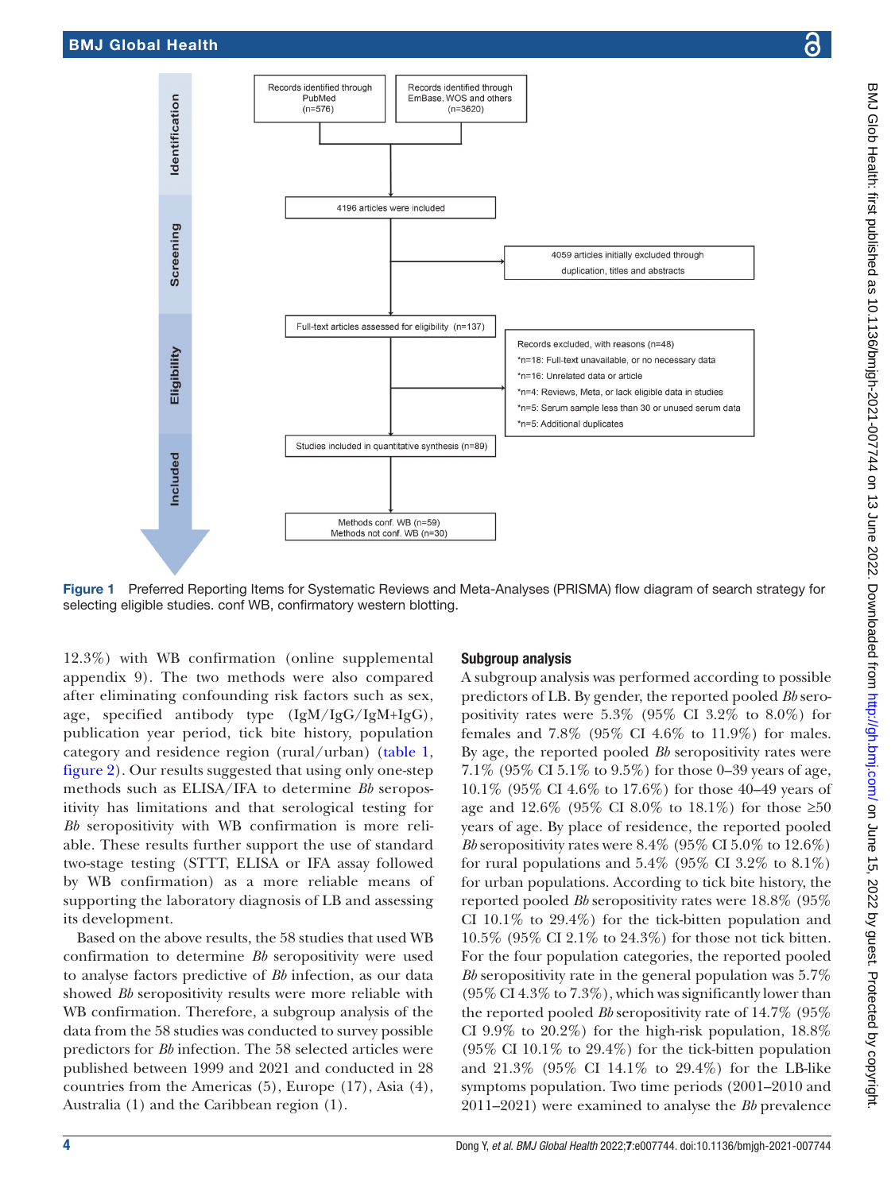Figure 1 Preferred Reporting Items for Systematic Reviews and Meta-Analyses (PRISMA) flow diagram of search strategy for selecting eligible studies. conf WB, confirmatory western blotting.

12.3%) with WB confirmation (online supplemental appendix 9). The two methods were also compared after eliminating confounding risk factors such as sex, age, specified antibody type (IgM/IgG/IgM+IgG), publication year period, tick bite history, population category and residence region (rural/urban) (table 1, figure 2). Our results suggested that using only one-step methods such as ELISA/IFA to determine *Bb* seropositivity has limitations and that serological testing for *Bb* seropositivity with WB confirmation is more reliable. These results further support the use of standard two-stage testing (STTT, ELISA or IFA assay followed by WB confirmation) as a more reliable means of supporting the laboratory diagnosis of LB and assessing its development.

Based on the above results, the 58 studies that used WB confirmation to determine *Bb* seropositivity were used to analyse factors predictive of *Bb* infection, as our data showed *Bb* seropositivity results were more reliable with WB confirmation. Therefore, a subgroup analysis of the data from the 58 studies was conducted to survey possible predictors for *Bb* infection. The 58 selected articles were published between 1999 and 2021 and conducted in 28 countries from the Americas (5), Europe (17), Asia (4), Australia (1) and the Caribbean region (1).

### Subgroup analysis

A subgroup analysis was performed according to possible predictors of LB. By gender, the reported pooled *Bb* seropositivity rates were 5.3% (95% CI 3.2% to 8.0%) for females and 7.8% (95% CI 4.6% to 11.9%) for males. By age, the reported pooled *Bb* seropositivity rates were 7.1% (95% CI 5.1% to 9.5%) for those 0–39 years of age, 10.1% (95% CI 4.6% to 17.6%) for those 40–49 years of age and 12.6% (95% CI 8.0% to 18.1%) for those ≥50 years of age. By place of residence, the reported pooled *Bb* seropositivity rates were 8.4% (95% CI 5.0% to 12.6%) for rural populations and 5.4% (95% CI 3.2% to 8.1%) for urban populations. According to tick bite history, the reported pooled *Bb* seropositivity rates were 18.8% (95% CI 10.1% to 29.4%) for the tick-bitten population and 10.5% (95% CI 2.1% to 24.3%) for those not tick bitten. For the four population categories, the reported pooled *Bb* seropositivity rate in the general population was 5.7% (95% CI 4.3% to 7.3%), which was significantly lower than the reported pooled *Bb* seropositivity rate of 14.7% (95% CI 9.9% to 20.2%) for the high-risk population, 18.8% (95% CI 10.1% to 29.4%) for the tick-bitten population and 21.3% (95% CI 14.1% to 29.4%) for the LB-like symptoms population. Two time periods (2001–2010 and 2011–2021) were examined to analyse the *Bb* prevalence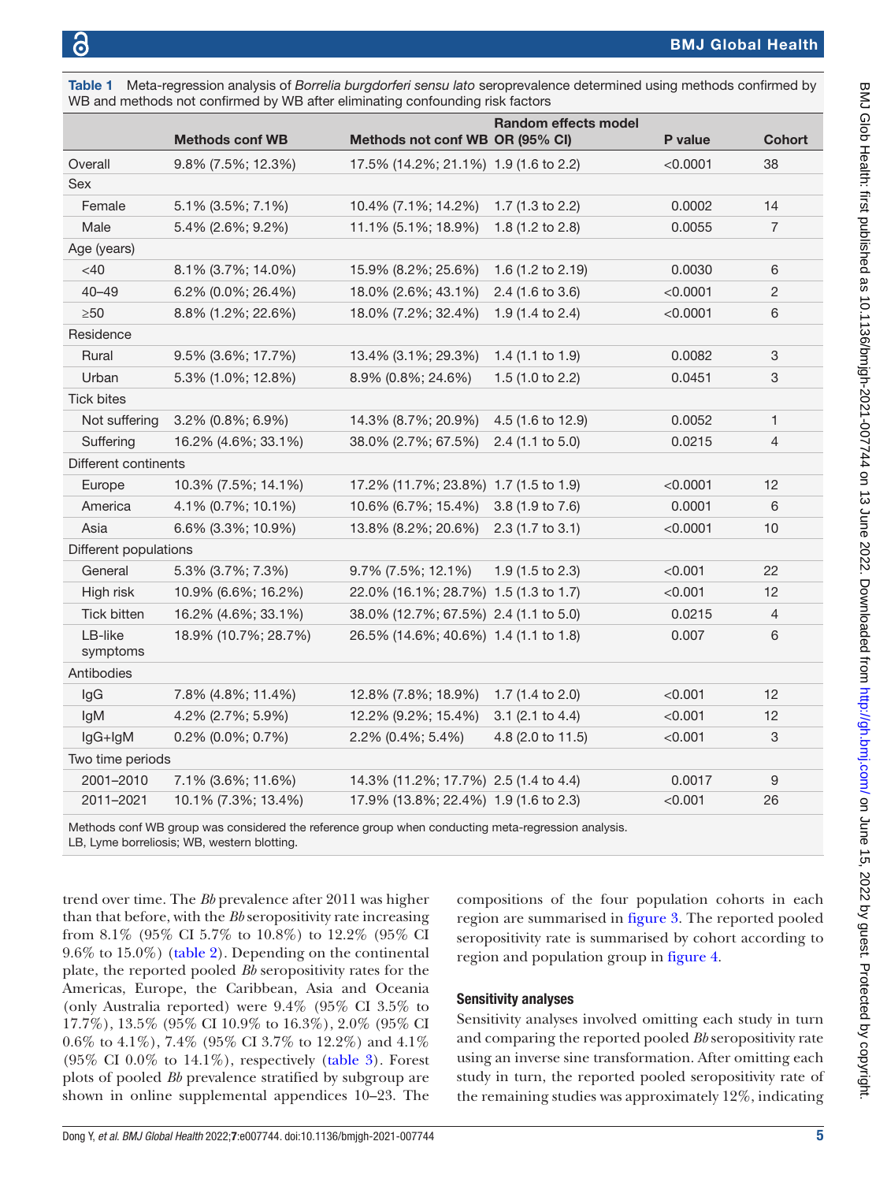**Table 1** Meta-regression analysis of *Borrelia burgdorferi sensu lato* seroprevalence determined using methods confirmed by WB and methods not confirmed by WB after eliminating confounding risk factors

| | Methods conf WB | Methods not conf WB | Random effects model OR (95% CI) | P value | Cohort |
|---|---|---|---|---|---|
| Overall | 9.8% (7.5%; 12.3%) | 17.5% (14.2%; 21.1%) | 1.9 (1.6 to 2.2) | <0.0001 | 38 |
| Sex | | | | | |
| Female | 5.1% (3.5%; 7.1%) | 10.4% (7.1%; 14.2%) | 1.7 (1.3 to 2.2) | 0.0002 | 14 |
| Male | 5.4% (2.6%; 9.2%) | 11.1% (5.1%; 18.9%) | 1.8 (1.2 to 2.8) | 0.0055 | 7 |
| Age (years) | | | | | |
| <40 | 8.1% (3.7%; 14.0%) | 15.9% (8.2%; 25.6%) | 1.6 (1.2 to 2.19) | 0.0030 | 6 |
| 40–49 | 6.2% (0.0%; 26.4%) | 18.0% (2.6%; 43.1%) | 2.4 (1.6 to 3.6) | <0.0001 | 2 |
| ≥50 | 8.8% (1.2%; 22.6%) | 18.0% (7.2%; 32.4%) | 1.9 (1.4 to 2.4) | <0.0001 | 6 |
| Residence | | | | | |
| Rural | 9.5% (3.6%; 17.7%) | 13.4% (3.1%; 29.3%) | 1.4 (1.1 to 1.9) | 0.0082 | 3 |
| Urban | 5.3% (1.0%; 12.8%) | 8.9% (0.8%; 24.6%) | 1.5 (1.0 to 2.2) | 0.0451 | 3 |
| Tick bites | | | | | |
| Not suffering | 3.2% (0.8%; 6.9%) | 14.3% (8.7%; 20.9%) | 4.5 (1.6 to 12.9) | 0.0052 | 1 |
| Suffering | 16.2% (4.6%; 33.1%) | 38.0% (2.7%; 67.5%) | 2.4 (1.1 to 5.0) | 0.0215 | 4 |
| Different continents | | | | | |
| Europe | 10.3% (7.5%; 14.1%) | 17.2% (11.7%; 23.8%) | 1.7 (1.5 to 1.9) | <0.0001 | 12 |
| America | 4.1% (0.7%; 10.1%) | 10.6% (6.7%; 15.4%) | 3.8 (1.9 to 7.6) | 0.0001 | 6 |
| Asia | 6.6% (3.3%; 10.9%) | 13.8% (8.2%; 20.6%) | 2.3 (1.7 to 3.1) | <0.0001 | 10 |
| Different populations | | | | | |
| General | 5.3% (3.7%; 7.3%) | 9.7% (7.5%; 12.1%) | 1.9 (1.5 to 2.3) | <0.001 | 22 |
| High risk | 10.9% (6.6%; 16.2%) | 22.0% (16.1%; 28.7%) | 1.5 (1.3 to 1.7) | <0.001 | 12 |
| Tick bitten | 16.2% (4.6%; 33.1%) | 38.0% (12.7%; 67.5%) | 2.4 (1.1 to 5.0) | 0.0215 | 4 |
| LB-like symptoms | 18.9% (10.7%; 28.7%) | 26.5% (14.6%; 40.6%) | 1.4 (1.1 to 1.8) | 0.007 | 6 |
| Antibodies | | | | | |
| IgG | 7.8% (4.8%; 11.4%) | 12.8% (7.8%; 18.9%) | 1.7 (1.4 to 2.0) | <0.001 | 12 |
| IgM | 4.2% (2.7%; 5.9%) | 12.2% (9.2%; 15.4%) | 3.1 (2.1 to 4.4) | <0.001 | 12 |
| IgG+IgM | 0.2% (0.0%; 0.7%) | 2.2% (0.4%; 5.4%) | 4.8 (2.0 to 11.5) | <0.001 | 3 |
| Two time periods | | | | | |
| 2001–2010 | 7.1% (3.6%; 11.6%) | 14.3% (11.2%; 17.7%) | 2.5 (1.4 to 4.4) | 0.0017 | 9 |
| 2011–2021 | 10.1% (7.3%; 13.4%) | 17.9% (13.8%; 22.4%) | 1.9 (1.6 to 2.3) | <0.001 | 26 |

Methods conf WB group was considered the reference group when conducting meta-regression analysis.
LB, Lyme borreliosis; WB, western blotting.

trend over time. The *Bb* prevalence after 2011 was higher than that before, with the *Bb* seropositivity rate increasing from 8.1% (95% CI 5.7% to 10.8%) to 12.2% (95% CI 9.6% to 15.0%) (table 2). Depending on the continental plate, the reported pooled *Bb* seropositivity rates for the Americas, Europe, the Caribbean, Asia and Oceania (only Australia reported) were 9.4% (95% CI 3.5% to 17.7%), 13.5% (95% CI 10.9% to 16.3%), 2.0% (95% CI 0.6% to 4.1%), 7.4% (95% CI 3.7% to 12.2%) and 4.1% (95% CI 0.0% to 14.1%), respectively (table 3). Forest plots of pooled *Bb* prevalence stratified by subgroup are shown in online supplemental appendices 10–23. The compositions of the four population cohorts in each region are summarised in figure 3. The reported pooled seropositivity rate is summarised by cohort according to region and population group in figure 4.

## Sensitivity analyses

Sensitivity analyses involved omitting each study in turn and comparing the reported pooled *Bb* seropositivity rate using an inverse sine transformation. After omitting each study in turn, the reported pooled seropositivity rate of the remaining studies was approximately 12%, indicating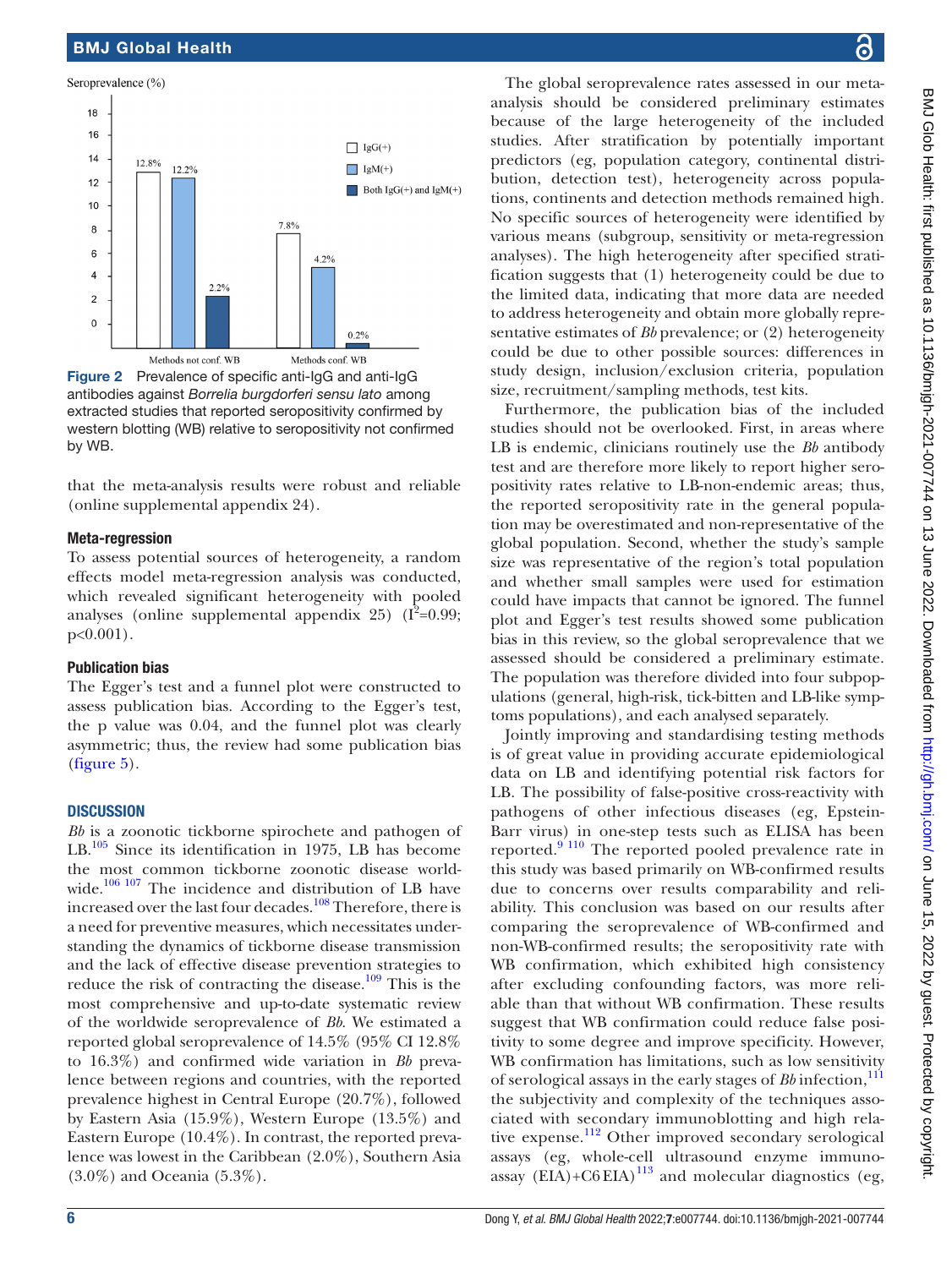Seroprevalence (%)

| | IgG(+) | IgM(+) | Both IgG(+) and IgM(+) |
|---|---|---|---|
| Methods not conf. WB | 12.8% | 12.2% | 2.2% |
| Methods conf. WB | 7.8% | 4.2% | 0.2% |

**Figure 2** Prevalence of specific anti-IgG and anti-IgG antibodies against *Borrelia burgdorferi sensu lato* among extracted studies that reported seropositivity confirmed by western blotting (WB) relative to seropositivity not confirmed by WB.

that the meta-analysis results were robust and reliable (online supplemental appendix 24).

### Meta-regression

To assess potential sources of heterogeneity, a random effects model meta-regression analysis was conducted, which revealed significant heterogeneity with pooled analyses (online supplemental appendix 25) ($I^2$=0.99; p<0.001).

### Publication bias

The Egger's test and a funnel plot were constructed to assess publication bias. According to the Egger's test, the p value was 0.04, and the funnel plot was clearly asymmetric; thus, the review had some publication bias (figure 5).

## DISCUSSION

*Bb* is a zoonotic tickborne spirochete and pathogen of LB.[105] Since its identification in 1975, LB has become the most common tickborne zoonotic disease worldwide.[106 107] The incidence and distribution of LB have increased over the last four decades.[108] Therefore, there is a need for preventive measures, which necessitates understanding the dynamics of tickborne disease transmission and the lack of effective disease prevention strategies to reduce the risk of contracting the disease.[109] This is the most comprehensive and up-to-date systematic review of the worldwide seroprevalence of *Bb*. We estimated a reported global seroprevalence of 14.5% (95% CI 12.8% to 16.3%) and confirmed wide variation in *Bb* prevalence between regions and countries, with the reported prevalence highest in Central Europe (20.7%), followed by Eastern Asia (15.9%), Western Europe (13.5%) and Eastern Europe (10.4%). In contrast, the reported prevalence was lowest in the Caribbean (2.0%), Southern Asia (3.0%) and Oceania (5.3%).

The global seroprevalence rates assessed in our meta-analysis should be considered preliminary estimates because of the large heterogeneity of the included studies. After stratification by potentially important predictors (eg, population category, continental distribution, detection test), heterogeneity across populations, continents and detection methods remained high. No specific sources of heterogeneity were identified by various means (subgroup, sensitivity or meta-regression analyses). The high heterogeneity after specified stratification suggests that (1) heterogeneity could be due to the limited data, indicating that more data are needed to address heterogeneity and obtain more globally representative estimates of *Bb* prevalence; or (2) heterogeneity could be due to other possible sources: differences in study design, inclusion/exclusion criteria, population size, recruitment/sampling methods, test kits.

Furthermore, the publication bias of the included studies should not be overlooked. First, in areas where LB is endemic, clinicians routinely use the *Bb* antibody test and are therefore more likely to report higher seropositivity rates relative to LB-non-endemic areas; thus, the reported seropositivity rate in the general population may be overestimated and non-representative of the global population. Second, whether the study's sample size was representative of the region's total population and whether small samples were used for estimation could have impacts that cannot be ignored. The funnel plot and Egger's test results showed some publication bias in this review, so the global seroprevalence that we assessed should be considered a preliminary estimate. The population was therefore divided into four subpopulations (general, high-risk, tick-bitten and LB-like symptoms populations), and each analysed separately.

Jointly improving and standardising testing methods is of great value in providing accurate epidemiological data on LB and identifying potential risk factors for LB. The possibility of false-positive cross-reactivity with pathogens of other infectious diseases (eg, Epstein-Barr virus) in one-step tests such as ELISA has been reported.[9 110] The reported pooled prevalence rate in this study was based primarily on WB-confirmed results due to concerns over results comparability and reliability. This conclusion was based on our results after comparing the seroprevalence of WB-confirmed and non-WB-confirmed results; the seropositivity rate with WB confirmation, which exhibited high consistency after excluding confounding factors, was more reliable than that without WB confirmation. These results suggest that WB confirmation could reduce false positivity to some degree and improve specificity. However, WB confirmation has limitations, such as low sensitivity of serological assays in the early stages of *Bb* infection,[111] the subjectivity and complexity of the techniques associated with secondary immunoblotting and high relative expense.[112] Other improved secondary serological assays (eg, whole-cell ultrasound enzyme immunoassay (EIA)+C6 EIA)[113] and molecular diagnostics (eg,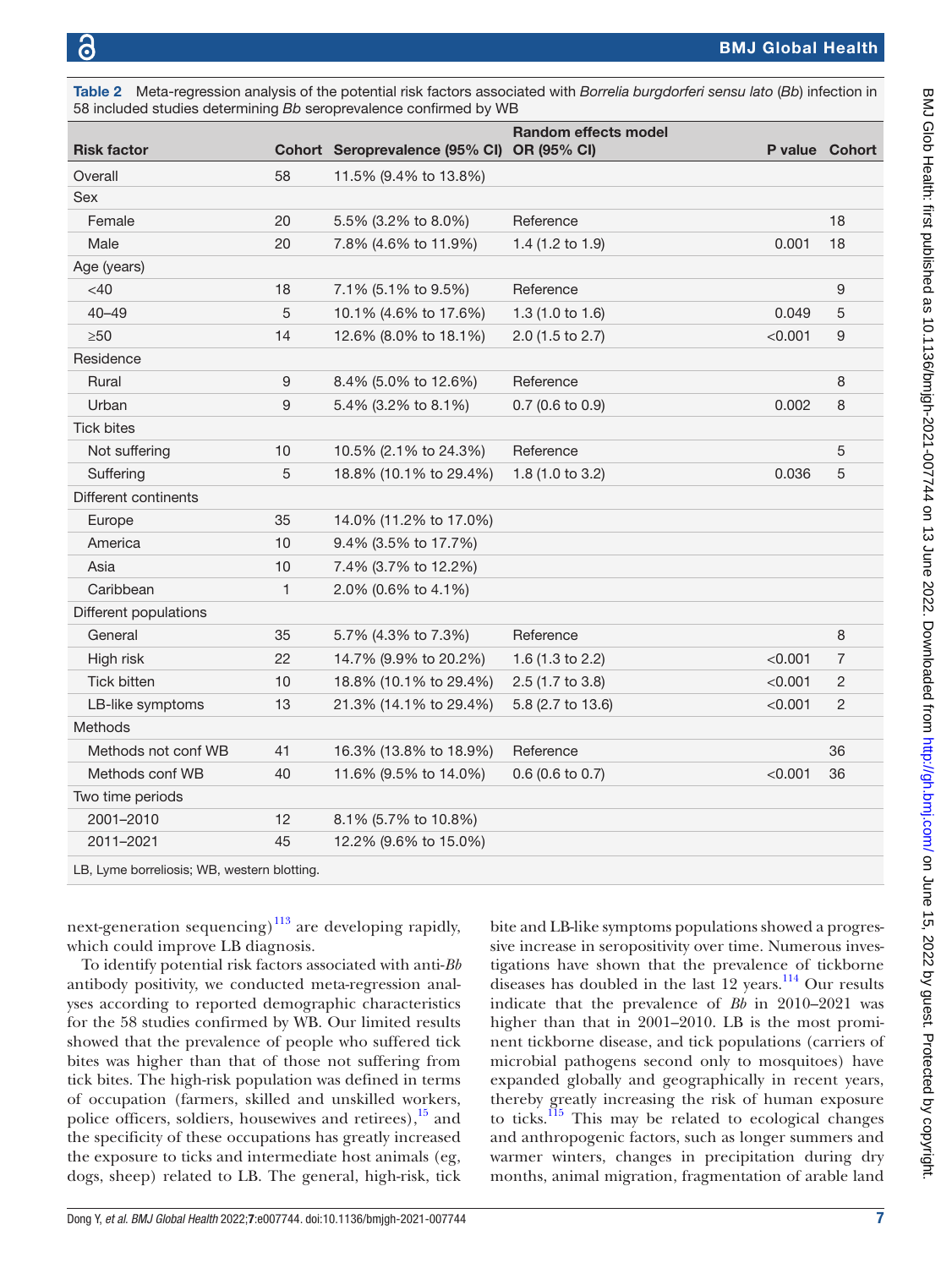**Table 2** Meta-regression analysis of the potential risk factors associated with *Borrelia burgdorferi sensu lato* (*Bb*) infection in 58 included studies determining *Bb* seroprevalence confirmed by WB

| Risk factor | Cohort | Seroprevalence (95% CI) | Random effects model OR (95% CI) | P value | Cohort |
|---|---|---|---|---|---|
| Overall | 58 | 11.5% (9.4% to 13.8%) | | | |
| Sex | | | | | |
| Female | 20 | 5.5% (3.2% to 8.0%) | Reference | | 18 |
| Male | 20 | 7.8% (4.6% to 11.9%) | 1.4 (1.2 to 1.9) | 0.001 | 18 |
| Age (years) | | | | | |
| <40 | 18 | 7.1% (5.1% to 9.5%) | Reference | | 9 |
| 40–49 | 5 | 10.1% (4.6% to 17.6%) | 1.3 (1.0 to 1.6) | 0.049 | 5 |
| ≥50 | 14 | 12.6% (8.0% to 18.1%) | 2.0 (1.5 to 2.7) | <0.001 | 9 |
| Residence | | | | | |
| Rural | 9 | 8.4% (5.0% to 12.6%) | Reference | | 8 |
| Urban | 9 | 5.4% (3.2% to 8.1%) | 0.7 (0.6 to 0.9) | 0.002 | 8 |
| Tick bites | | | | | |
| Not suffering | 10 | 10.5% (2.1% to 24.3%) | Reference | | 5 |
| Suffering | 5 | 18.8% (10.1% to 29.4%) | 1.8 (1.0 to 3.2) | 0.036 | 5 |
| Different continents | | | | | |
| Europe | 35 | 14.0% (11.2% to 17.0%) | | | |
| America | 10 | 9.4% (3.5% to 17.7%) | | | |
| Asia | 10 | 7.4% (3.7% to 12.2%) | | | |
| Caribbean | 1 | 2.0% (0.6% to 4.1%) | | | |
| Different populations | | | | | |
| General | 35 | 5.7% (4.3% to 7.3%) | Reference | | 8 |
| High risk | 22 | 14.7% (9.9% to 20.2%) | 1.6 (1.3 to 2.2) | <0.001 | 7 |
| Tick bitten | 10 | 18.8% (10.1% to 29.4%) | 2.5 (1.7 to 3.8) | <0.001 | 2 |
| LB-like symptoms | 13 | 21.3% (14.1% to 29.4%) | 5.8 (2.7 to 13.6) | <0.001 | 2 |
| Methods | | | | | |
| Methods not conf WB | 41 | 16.3% (13.8% to 18.9%) | Reference | | 36 |
| Methods conf WB | 40 | 11.6% (9.5% to 14.0%) | 0.6 (0.6 to 0.7) | <0.001 | 36 |
| Two time periods | | | | | |
| 2001–2010 | 12 | 8.1% (5.7% to 10.8%) | | | |
| 2011–2021 | 45 | 12.2% (9.6% to 15.0%) | | | |

LB, Lyme borreliosis; WB, western blotting.

next-generation sequencing)[113] are developing rapidly, which could improve LB diagnosis.

To identify potential risk factors associated with anti-*Bb* antibody positivity, we conducted meta-regression analyses according to reported demographic characteristics for the 58 studies confirmed by WB. Our limited results showed that the prevalence of people who suffered tick bites was higher than that of those not suffering from tick bites. The high-risk population was defined in terms of occupation (farmers, skilled and unskilled workers, police officers, soldiers, housewives and retirees),[15] and the specificity of these occupations has greatly increased the exposure to ticks and intermediate host animals (eg, dogs, sheep) related to LB. The general, high-risk, tick bite and LB-like symptoms populations showed a progressive increase in seropositivity over time. Numerous investigations have shown that the prevalence of tickborne diseases has doubled in the last 12 years.[114] Our results indicate that the prevalence of *Bb* in 2010–2021 was higher than that in 2001–2010. LB is the most prominent tickborne disease, and tick populations (carriers of microbial pathogens second only to mosquitoes) have expanded globally and geographically in recent years, thereby greatly increasing the risk of human exposure to ticks.[115] This may be related to ecological changes and anthropogenic factors, such as longer summers and warmer winters, changes in precipitation during dry months, animal migration, fragmentation of arable land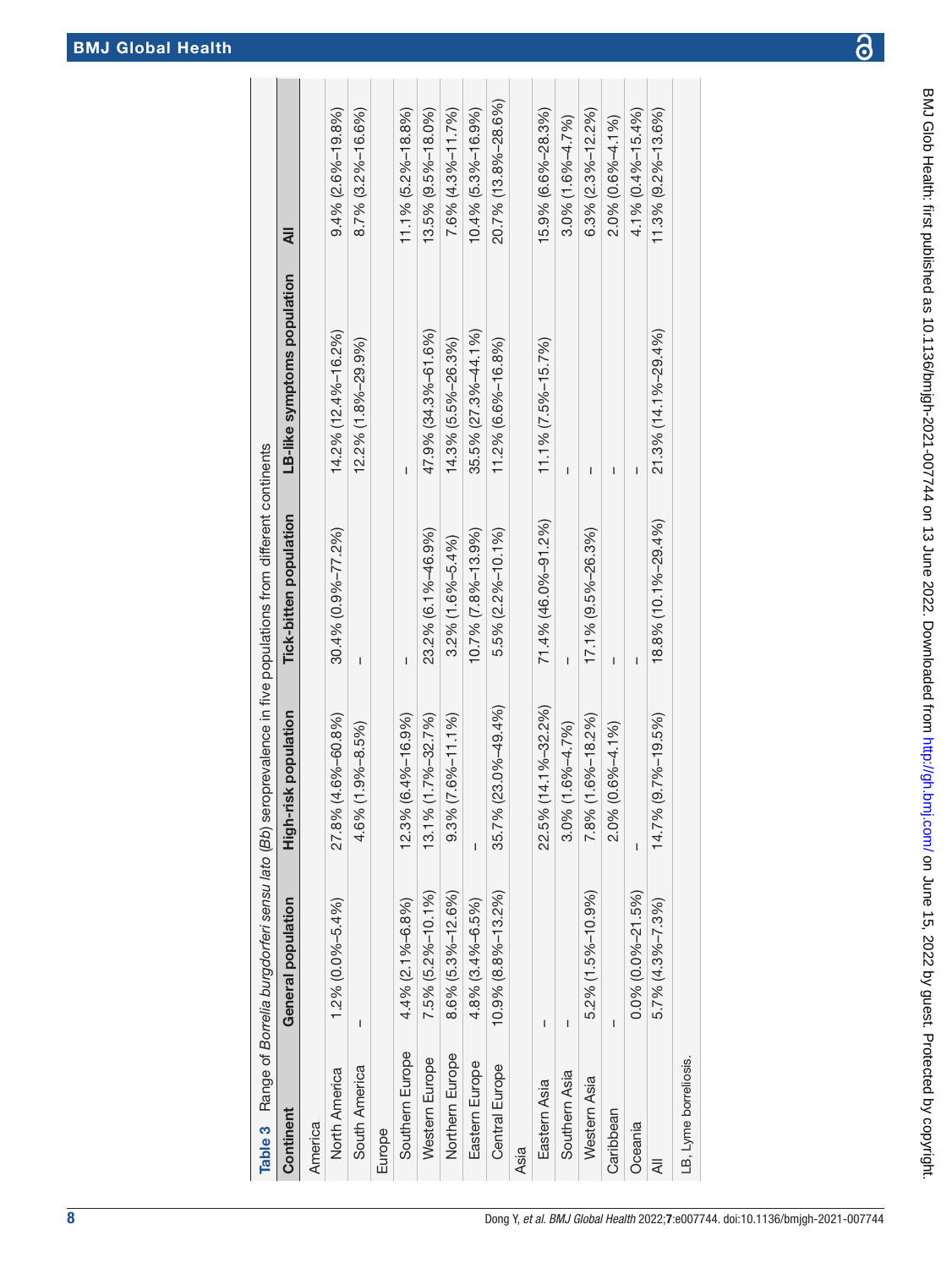**Table 3** Range of *Borrelia burgdorferi sensu lato* (*Bb*) seroprevalence in five populations from different continents

| Continent | General population | High-risk population | Tick-bitten population | LB-like symptoms population | All |
|---|---|---|---|---|---|
| America | | | | | |
| North America | 1.2% (0.0%–5.4%) | 27.8% (4.6%–60.8%) | 30.4% (0.9%–77.2%) | 14.2% (12.4%–16.2%) | 9.4% (2.6%–19.8%) |
| South America | – | 4.6% (1.9%–8.5%) | – | 12.2% (1.8%–29.9%) | 8.7% (3.2%–16.6%) |
| Europe | | | | | |
| Southern Europe | 4.4% (2.1%–6.8%) | 12.3% (6.4%–16.9%) | – | – | 11.1% (5.2%–18.8%) |
| Western Europe | 7.5% (5.2%–10.1%) | 13.1% (1.7%–32.7%) | 23.2% (6.1%–46.9%) | 47.9% (34.3%–61.6%) | 13.5% (9.5%–18.0%) |
| Northern Europe | 8.6% (5.3%–12.6%) | 9.3% (7.6%–11.1%) | 3.2% (1.6%–5.4%) | 14.3% (5.5%–26.3%) | 7.6% (4.3%–11.7%) |
| Eastern Europe | 4.8% (3.4%–6.5%) | – | 10.7% (7.8%–13.9%) | 35.5% (27.3%–44.1%) | 10.4% (5.3%–16.9%) |
| Central Europe | 10.9% (8.8%–13.2%) | 35.7% (23.0%–49.4%) | 5.5% (2.2%–10.1%) | 11.2% (6.6%–16.8%) | 20.7% (13.8%–28.6%) |
| Asia | | | | | |
| Eastern Asia | – | 22.5% (14.1%–32.2%) | 71.4% (46.0%–91.2%) | 11.1% (7.5%–15.7%) | 15.9% (6.6%–28.3%) |
| Southern Asia | – | 3.0% (1.6%–4.7%) | – | – | 3.0% (1.6%–4.7%) |
| Western Asia | 5.2% (1.5%–10.9%) | 7.8% (1.6%–18.2%) | 17.1% (9.5%–26.3%) | – | 6.3% (2.3%–12.2%) |
| Caribbean | – | 2.0% (0.6%–4.1%) | – | – | 2.0% (0.6%–4.1%) |
| Oceania | 0.0% (0.0%–21.5%) | – | – | – | 4.1% (0.4%–15.4%) |
| All | 5.7% (4.3%–7.3%) | 14.7% (9.7%–19.5%) | 18.8% (10.1%–29.4%) | 21.3% (14.1%–29.4%) | 11.3% (9.2%–13.6%) |

LB, Lyme borreliosis.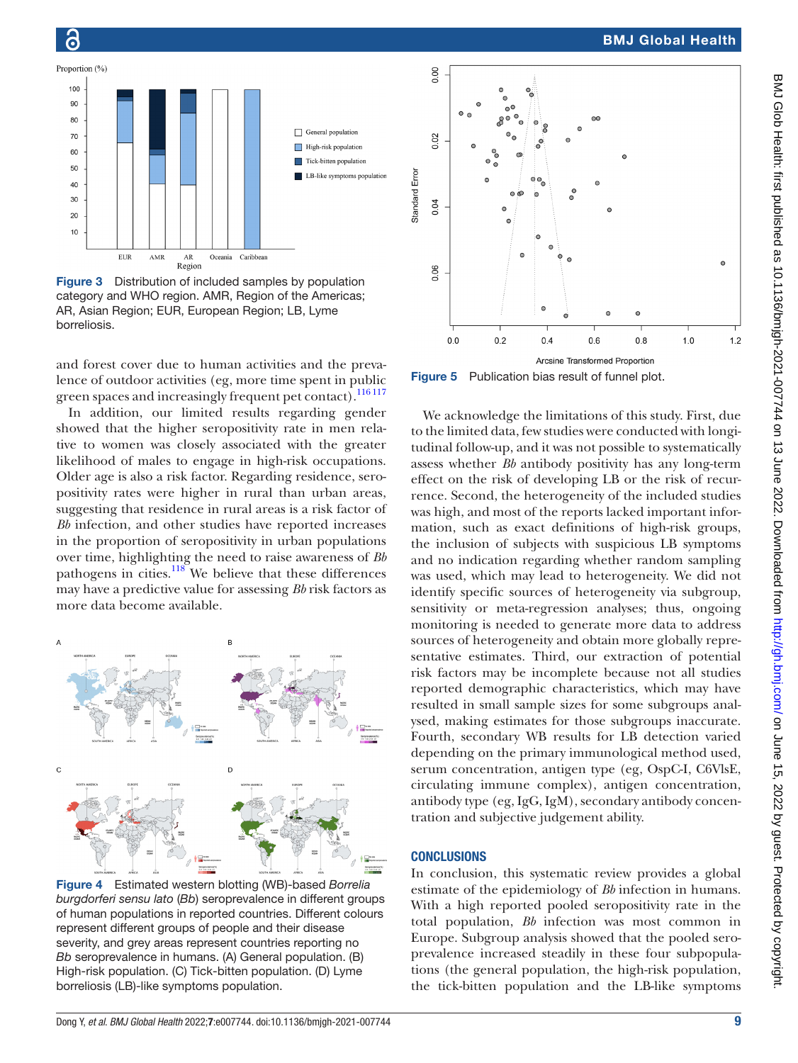Figure 3 Distribution of included samples by population category and WHO region. AMR, Region of the Americas; AR, Asian Region; EUR, European Region; LB, Lyme borreliosis.

and forest cover due to human activities and the prevalence of outdoor activities (eg, more time spent in public green spaces and increasingly frequent pet contact).[116 117]

In addition, our limited results regarding gender showed that the higher seropositivity rate in men relative to women was closely associated with the greater likelihood of males to engage in high-risk occupations. Older age is also a risk factor. Regarding residence, seropositivity rates were higher in rural than urban areas, suggesting that residence in rural areas is a risk factor of *Bb* infection, and other studies have reported increases in the proportion of seropositivity in urban populations over time, highlighting the need to raise awareness of *Bb* pathogens in cities.[118] We believe that these differences may have a predictive value for assessing *Bb* risk factors as more data become available.

Figure 4 Estimated western blotting (WB)-based *Borrelia burgdorferi sensu lato* (*Bb*) seroprevalence in different groups of human populations in reported countries. Different colours represent different groups of people and their disease severity, and grey areas represent countries reporting no *Bb* seroprevalence in humans. (A) General population. (B) High-risk population. (C) Tick-bitten population. (D) Lyme borreliosis (LB)-like symptoms population.

Figure 5 Publication bias result of funnel plot.

We acknowledge the limitations of this study. First, due to the limited data, few studies were conducted with longitudinal follow-up, and it was not possible to systematically assess whether *Bb* antibody positivity has any long-term effect on the risk of developing LB or the risk of recurrence. Second, the heterogeneity of the included studies was high, and most of the reports lacked important information, such as exact definitions of high-risk groups, the inclusion of subjects with suspicious LB symptoms and no indication regarding whether random sampling was used, which may lead to heterogeneity. We did not identify specific sources of heterogeneity via subgroup, sensitivity or meta-regression analyses; thus, ongoing monitoring is needed to generate more data to address sources of heterogeneity and obtain more globally representative estimates. Third, our extraction of potential risk factors may be incomplete because not all studies reported demographic characteristics, which may have resulted in small sample sizes for some subgroups analysed, making estimates for those subgroups inaccurate. Fourth, secondary WB results for LB detection varied depending on the primary immunological method used, serum concentration, antigen type (eg, OspC-I, C6VlsE, circulating immune complex), antigen concentration, antibody type (eg, IgG, IgM), secondary antibody concentration and subjective judgement ability.

## CONCLUSIONS

In conclusion, this systematic review provides a global estimate of the epidemiology of *Bb* infection in humans. With a high reported pooled seropositivity rate in the total population, *Bb* infection was most common in Europe. Subgroup analysis showed that the pooled seroprevalence increased steadily in these four subpopulations (the general population, the high-risk population, the tick-bitten population and the LB-like symptoms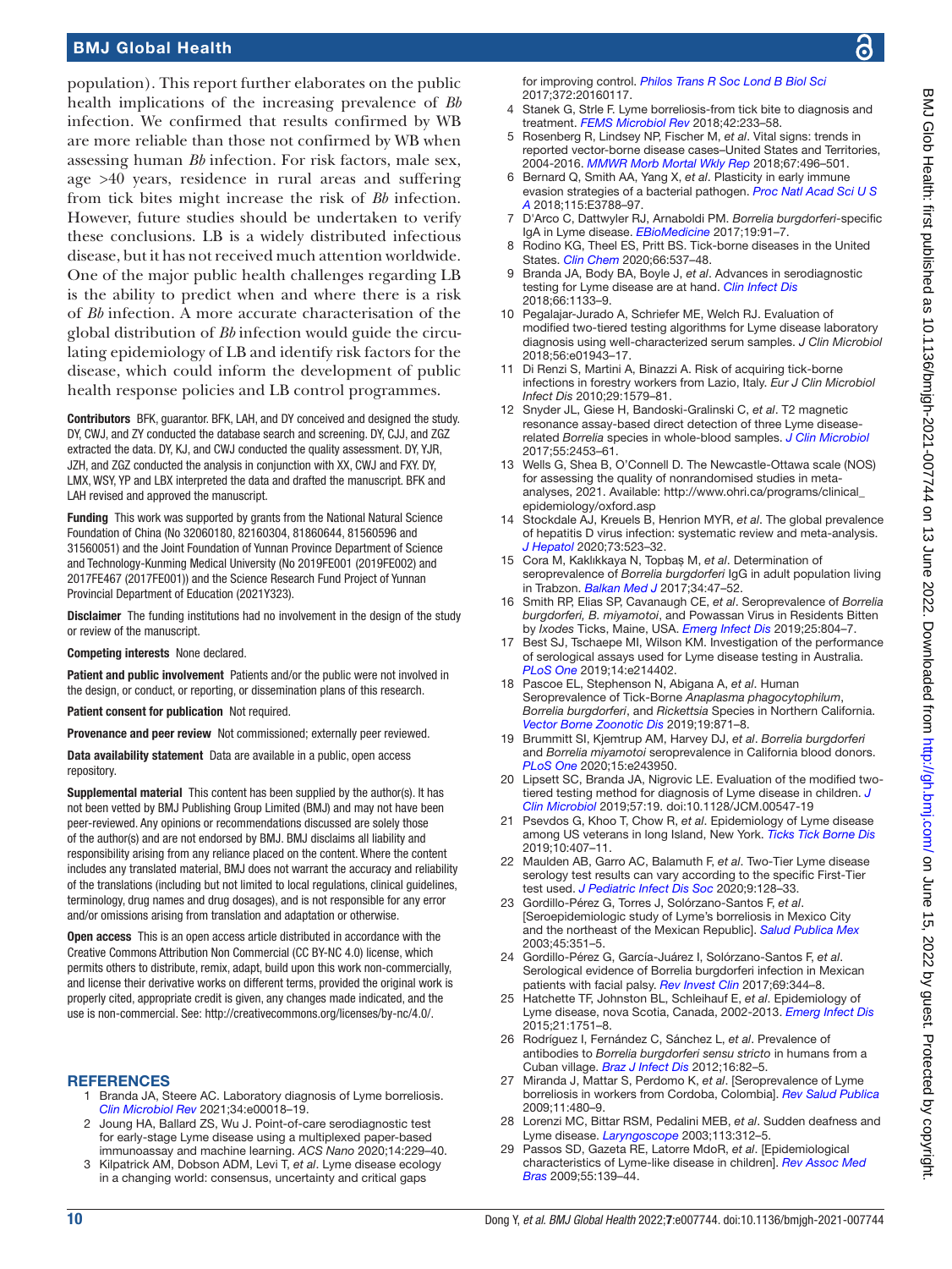population). This report further elaborates on the public health implications of the increasing prevalence of *Bb* infection. We confirmed that results confirmed by WB are more reliable than those not confirmed by WB when assessing human *Bb* infection. For risk factors, male sex, age >40 years, residence in rural areas and suffering from tick bites might increase the risk of *Bb* infection. However, future studies should be undertaken to verify these conclusions. LB is a widely distributed infectious disease, but it has not received much attention worldwide. One of the major public health challenges regarding LB is the ability to predict when and where there is a risk of *Bb* infection. A more accurate characterisation of the global distribution of *Bb* infection would guide the circulating epidemiology of LB and identify risk factors for the disease, which could inform the development of public health response policies and LB control programmes.

**Contributors** BFK, guarantor. BFK, LAH, and DY conceived and designed the study. DY, CWJ, and ZY conducted the database search and screening. DY, CJJ, and ZGZ extracted the data. DY, KJ, and CWJ conducted the quality assessment. DY, YJR, JZH, and ZGZ conducted the analysis in conjunction with XX, CWJ and FXY. DY, LMX, WSY, YP and LBX interpreted the data and drafted the manuscript. BFK and LAH revised and approved the manuscript.

**Funding** This work was supported by grants from the National Natural Science Foundation of China (No 32060180, 82160304, 81860644, 81560596 and 31560051) and the Joint Foundation of Yunnan Province Department of Science and Technology-Kunming Medical University (No 2019FE001 (2019FE002) and 2017FE467 (2017FE001)) and the Science Research Fund Project of Yunnan Provincial Department of Education (2021Y323).

**Disclaimer** The funding institutions had no involvement in the design of the study or review of the manuscript.

**Competing interests** None declared.

**Patient and public involvement** Patients and/or the public were not involved in the design, or conduct, or reporting, or dissemination plans of this research.

**Patient consent for publication** Not required.

**Provenance and peer review** Not commissioned; externally peer reviewed.

**Data availability statement** Data are available in a public, open access repository.

**Supplemental material** This content has been supplied by the author(s). It has not been vetted by BMJ Publishing Group Limited (BMJ) and may not have been peer-reviewed. Any opinions or recommendations discussed are solely those of the author(s) and are not endorsed by BMJ. BMJ disclaims all liability and responsibility arising from any reliance placed on the content. Where the content includes any translated material, BMJ does not warrant the accuracy and reliability of the translations (including but not limited to local regulations, clinical guidelines, terminology, drug names and drug dosages), and is not responsible for any error and/or omissions arising from translation and adaptation or otherwise.

**Open access** This is an open access article distributed in accordance with the Creative Commons Attribution Non Commercial (CC BY-NC 4.0) license, which permits others to distribute, remix, adapt, build upon this work non-commercially, and license their derivative works on different terms, provided the original work is properly cited, appropriate credit is given, any changes made indicated, and the use is non-commercial. See: http://creativecommons.org/licenses/by-nc/4.0/.

## REFERENCES

1. Branda JA, Steere AC. Laboratory diagnosis of Lyme borreliosis. *Clin Microbiol Rev* 2021;34:e00018–19.
2. Joung HA, Ballard ZS, Wu J. Point-of-care serodiagnostic test for early-stage Lyme disease using a multiplexed paper-based immunoassay and machine learning. *ACS Nano* 2020;14:229–40.
3. Kilpatrick AM, Dobson ADM, Levi T, *et al*. Lyme disease ecology in a changing world: consensus, uncertainty and critical gaps for improving control. *Philos Trans R Soc Lond B Biol Sci* 2017;372:20160117.
4. Stanek G, Strle F. Lyme borreliosis-from tick bite to diagnosis and treatment. *FEMS Microbiol Rev* 2018;42:233–58.
5. Rosenberg R, Lindsey NP, Fischer M, *et al*. Vital signs: trends in reported vector-borne disease cases–United States and Territories, 2004-2016. *MMWR Morb Mortal Wkly Rep* 2018;67:496–501.
6. Bernard Q, Smith AA, Yang X, *et al*. Plasticity in early immune evasion strategies of a bacterial pathogen. *Proc Natl Acad Sci U S A* 2018;115:E3788–97.
7. D'Arco C, Dattwyler RJ, Arnaboldi PM. *Borrelia burgdorferi*-specific IgA in Lyme disease. *EBioMedicine* 2017;19:91–7.
8. Rodino KG, Theel ES, Pritt BS. Tick-borne diseases in the United States. *Clin Chem* 2020;66:537–48.
9. Branda JA, Body BA, Boyle J, *et al*. Advances in serodiagnostic testing for Lyme disease are at hand. *Clin Infect Dis* 2018;66:1133–9.
10. Pegalajar-Jurado A, Schriefer ME, Welch RJ. Evaluation of modified two-tiered testing algorithms for Lyme disease laboratory diagnosis using well-characterized serum samples. *J Clin Microbiol* 2018;56:e01943–17.
11. Di Renzi S, Martini A, Binazzi A. Risk of acquiring tick-borne infections in forestry workers from Lazio, Italy. *Eur J Clin Microbiol Infect Dis* 2010;29:1579–81.
12. Snyder JL, Giese H, Bandoski-Gralinski C, *et al*. T2 magnetic resonance assay-based direct detection of three Lyme disease-related *Borrelia* species in whole-blood samples. *J Clin Microbiol* 2017;55:2453–61.
13. Wells G, Shea B, O'Connell D. The Newcastle-Ottawa scale (NOS) for assessing the quality of nonrandomised studies in meta-analyses, 2021. Available: http://www.ohri.ca/programs/clinical_epidemiology/oxford.asp
14. Stockdale AJ, Kreuels B, Henrion MYR, *et al*. The global prevalence of hepatitis D virus infection: systematic review and meta-analysis. *J Hepatol* 2020;73:523–32.
15. Cora M, Kaklıkkaya N, Topbaş M, *et al*. Determination of seroprevalence of *Borrelia burgdorferi* IgG in adult population living in Trabzon. *Balkan Med J* 2017;34:47–52.
16. Smith RP, Elias SP, Cavanaugh CE, *et al*. Seroprevalence of *Borrelia burgdorferi, B. miyamotoi*, and Powassan Virus in Residents Bitten by *Ixodes* Ticks, Maine, USA. *Emerg Infect Dis* 2019;25:804–7.
17. Best SJ, Tschaepe MI, Wilson KM. Investigation of the performance of serological assays used for Lyme disease testing in Australia. *PLoS One* 2019;14:e214402.
18. Pascoe EL, Stephenson N, Abigana A, *et al*. Human Seroprevalence of Tick-Borne *Anaplasma phagocytophilum*, *Borrelia burgdorferi*, and *Rickettsia* Species in Northern California. *Vector Borne Zoonotic Dis* 2019;19:871–8.
19. Brummitt SI, Kjemtrup AM, Harvey DJ, *et al*. *Borrelia burgdorferi* and *Borrelia miyamotoi* seroprevalence in California blood donors. *PLoS One* 2020;15:e243950.
20. Lipsett SC, Branda JA, Nigrovic LE. Evaluation of the modified two-tiered testing method for diagnosis of Lyme disease in children. *J Clin Microbiol* 2019;57:19. doi:10.1128/JCM.00547-19
21. Psevdos G, Khoo T, Chow R, *et al*. Epidemiology of Lyme disease among US veterans in long Island, New York. *Ticks Tick Borne Dis* 2019;10:407–11.
22. Maulden AB, Garro AC, Balamuth F, *et al*. Two-Tier Lyme disease serology test results can vary according to the specific First-Tier test used. *J Pediatric Infect Dis Soc* 2020;9:128–33.
23. Gordillo-Pérez G, Torres J, Solórzano-Santos F, *et al*. [Seroepidemiologic study of Lyme's borreliosis in Mexico City and the northeast of the Mexican Republic]. *Salud Publica Mex* 2003;45:351–5.
24. Gordillo-Pérez G, García-Juárez I, Solórzano-Santos F, *et al*. Serological evidence of Borrelia burgdorferi infection in Mexican patients with facial palsy. *Rev Invest Clin* 2017;69:344–8.
25. Hatchette TF, Johnston BL, Schleihauf E, *et al*. Epidemiology of Lyme disease, nova Scotia, Canada, 2002-2013. *Emerg Infect Dis* 2015;21:1751–8.
26. Rodríguez I, Fernández C, Sánchez L, *et al*. Prevalence of antibodies to *Borrelia burgdorferi sensu stricto* in humans from a Cuban village. *Braz J Infect Dis* 2012;16:82–5.
27. Miranda J, Mattar S, Perdomo K, *et al*. [Seroprevalence of Lyme borreliosis in workers from Cordoba, Colombia]. *Rev Salud Publica* 2009;11:480–9.
28. Lorenzi MC, Bittar RSM, Pedalini MEB, *et al*. Sudden deafness and Lyme disease. *Laryngoscope* 2003;113:312–5.
29. Passos SD, Gazeta RE, Latorre MdoR, *et al*. [Epidemiological characteristics of Lyme-like disease in children]. *Rev Assoc Med Bras* 2009;55:139–44.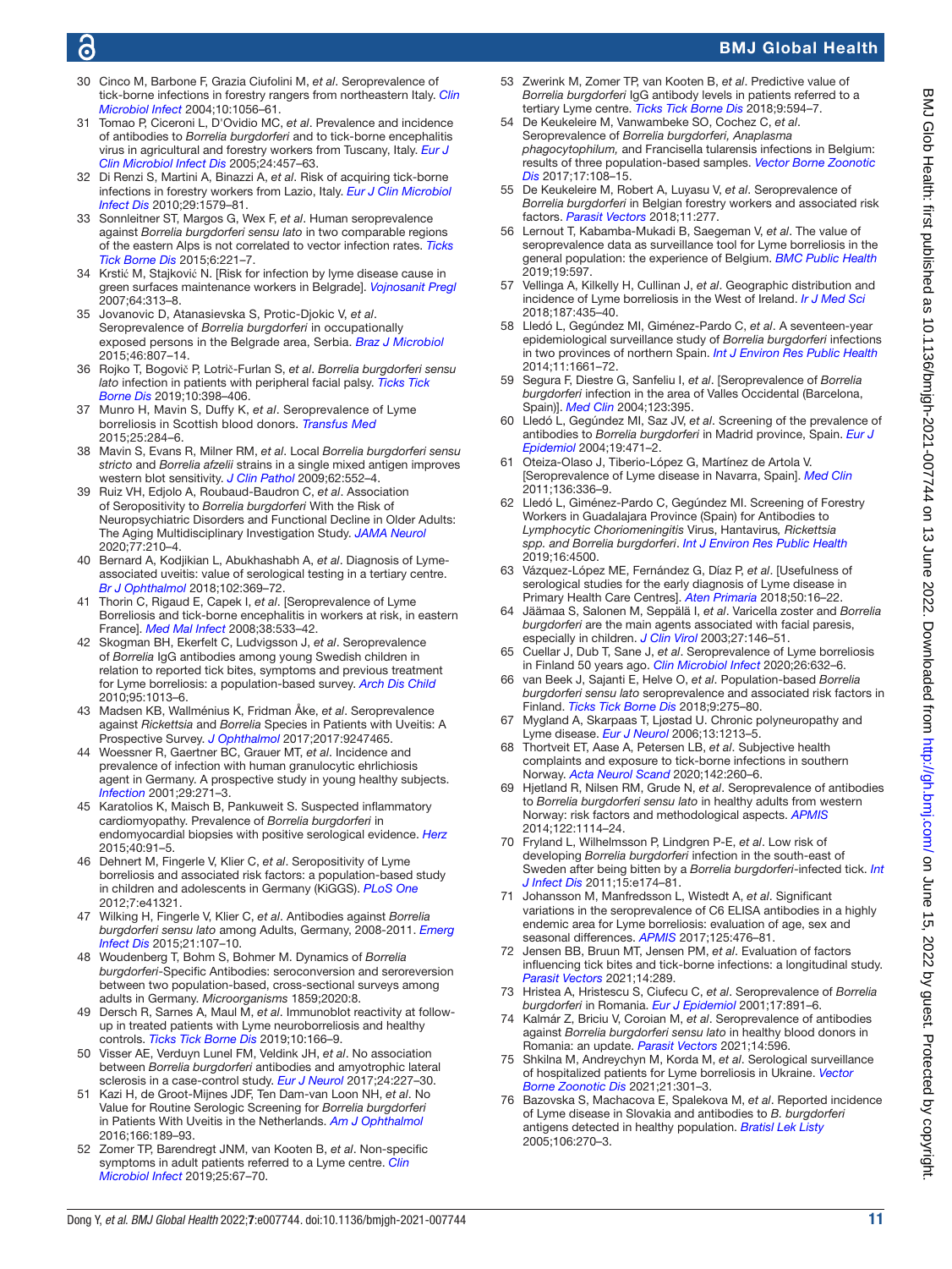30 Cinco M, Barbone F, Grazia Ciufolini M, *et al*. Seroprevalence of tick-borne infections in forestry rangers from northeastern Italy. *Clin Microbiol Infect* 2004;10:1056–61.
31 Tomao P, Ciceroni L, D'Ovidio MC, *et al*. Prevalence and incidence of antibodies to *Borrelia burgdorferi* and to tick-borne encephalitis virus in agricultural and forestry workers from Tuscany, Italy. *Eur J Clin Microbiol Infect Dis* 2005;24:457–63.
32 Di Renzi S, Martini A, Binazzi A, *et al*. Risk of acquiring tick-borne infections in forestry workers from Lazio, Italy. *Eur J Clin Microbiol Infect Dis* 2010;29:1579–81.
33 Sonnleitner ST, Margos G, Wex F, *et al*. Human seroprevalence against *Borrelia burgdorferi sensu lato* in two comparable regions of the eastern Alps is not correlated to vector infection rates. *Ticks Tick Borne Dis* 2015;6:221–7.
34 Krstić M, Stajković N. [Risk for infection by lyme disease cause in green surfaces maintenance workers in Belgrade]. *Vojnosanit Pregl* 2007;64:313–8.
35 Jovanovic D, Atanasievska S, Protic-Djokic V, *et al*. Seroprevalence of *Borrelia burgdorferi* in occupationally exposed persons in the Belgrade area, Serbia. *Braz J Microbiol* 2015;46:807–14.
36 Rojko T, Bogovič P, Lotrič-Furlan S, *et al*. *Borrelia burgdorferi sensu lato* infection in patients with peripheral facial palsy. *Ticks Tick Borne Dis* 2019;10:398–406.
37 Munro H, Mavin S, Duffy K, *et al*. Seroprevalence of Lyme borreliosis in Scottish blood donors. *Transfus Med* 2015;25:284–6.
38 Mavin S, Evans R, Milner RM, *et al*. Local *Borrelia burgdorferi sensu stricto* and *Borrelia afzelii* strains in a single mixed antigen improves western blot sensitivity. *J Clin Pathol* 2009;62:552–4.
39 Ruiz VH, Edjolo A, Roubaud-Baudron C, *et al*. Association of Seropositivity to *Borrelia burgdorferi* With the Risk of Neuropsychiatric Disorders and Functional Decline in Older Adults: The Aging Multidisciplinary Investigation Study. *JAMA Neurol* 2020;77:210–4.
40 Bernard A, Kodjikian L, Abukhashabh A, *et al*. Diagnosis of Lyme-associated uveitis: value of serological testing in a tertiary centre. *Br J Ophthalmol* 2018;102:369–72.
41 Thorin C, Rigaud E, Capek I, *et al*. [Seroprevalence of Lyme Borreliosis and tick-borne encephalitis in workers at risk, in eastern France]. *Med Mal Infect* 2008;38:533–42.
42 Skogman BH, Ekerfelt C, Ludvigsson J, *et al*. Seroprevalence of *Borrelia* IgG antibodies among young Swedish children in relation to reported tick bites, symptoms and previous treatment for Lyme borreliosis: a population-based survey. *Arch Dis Child* 2010;95:1013–6.
43 Madsen KB, Wallménius K, Fridman Åke, *et al*. Seroprevalence against *Rickettsia* and *Borrelia* Species in Patients with Uveitis: A Prospective Survey. *J Ophthalmol* 2017;2017:9247465.
44 Woessner R, Gaertner BC, Grauer MT, *et al*. Incidence and prevalence of infection with human granulocytic ehrlichiosis agent in Germany. A prospective study in young healthy subjects. *Infection* 2001;29:271–3.
45 Karatolios K, Maisch B, Pankuweit S. Suspected inflammatory cardiomyopathy. Prevalence of *Borrelia burgdorferi* in endomyocardial biopsies with positive serological evidence. *Herz* 2015;40:91–5.
46 Dehnert M, Fingerle V, Klier C, *et al*. Seropositivity of Lyme borreliosis and associated risk factors: a population-based study in children and adolescents in Germany (KiGGS). *PLoS One* 2012;7:e41321.
47 Wilking H, Fingerle V, Klier C, *et al*. Antibodies against *Borrelia burgdorferi sensu lato* among Adults, Germany, 2008-2011. *Emerg Infect Dis* 2015;21:107–10.
48 Woudenberg T, Bohm S, Bohmer M. Dynamics of *Borrelia burgdorferi*-Specific Antibodies: seroconversion and seroreversion between two population-based, cross-sectional surveys among adults in Germany. *Microorganisms* 1859;2020:8.
49 Dersch R, Sarnes A, Maul M, *et al*. Immunoblot reactivity at follow-up in treated patients with Lyme neuroborreliosis and healthy controls. *Ticks Tick Borne Dis* 2019;10:166–9.
50 Visser AE, Verduyn Lunel FM, Veldink JH, *et al*. No association between *Borrelia burgdorferi* antibodies and amyotrophic lateral sclerosis in a case-control study. *Eur J Neurol* 2017;24:227–30.
51 Kazi H, de Groot-Mijnes JDF, Ten Dam-van Loon NH, *et al*. No Value for Routine Serologic Screening for *Borrelia burgdorferi* in Patients With Uveitis in the Netherlands. *Am J Ophthalmol* 2016;166:189–93.
52 Zomer TP, Barendregt JNM, van Kooten B, *et al*. Non-specific symptoms in adult patients referred to a Lyme centre. *Clin Microbiol Infect* 2019;25:67–70.
53 Zwerink M, Zomer TP, van Kooten B, *et al*. Predictive value of *Borrelia burgdorferi* IgG antibody levels in patients referred to a tertiary Lyme centre. *Ticks Tick Borne Dis* 2018;9:594–7.
54 De Keukeleire M, Vanwambeke SO, Cochez C, *et al*. Seroprevalence of *Borrelia burgdorferi, Anaplasma phagocytophilum,* and Francisella tularensis infections in Belgium: results of three population-based samples. *Vector Borne Zoonotic Dis* 2017;17:108–15.
55 De Keukeleire M, Robert A, Luyasu V, *et al*. Seroprevalence of *Borrelia burgdorferi* in Belgian forestry workers and associated risk factors. *Parasit Vectors* 2018;11:277.
56 Lernout T, Kabamba-Mukadi B, Saegeman V, *et al*. The value of seroprevalence data as surveillance tool for Lyme borreliosis in the general population: the experience of Belgium. *BMC Public Health* 2019;19:597.
57 Vellinga A, Kilkelly H, Cullinan J, *et al*. Geographic distribution and incidence of Lyme borreliosis in the West of Ireland. *Ir J Med Sci* 2018;187:435–40.
58 Lledó L, Gegúndez MI, Giménez-Pardo C, *et al*. A seventeen-year epidemiological surveillance study of *Borrelia burgdorferi* infections in two provinces of northern Spain. *Int J Environ Res Public Health* 2014;11:1661–72.
59 Segura F, Diestre G, Sanfeliu I, *et al*. [Seroprevalence of *Borrelia burgdorferi* infection in the area of Valles Occidental (Barcelona, Spain)]. *Med Clin* 2004;123:395.
60 Lledó L, Gegúndez MI, Saz JV, *et al*. Screening of the prevalence of antibodies to *Borrelia burgdorferi* in Madrid province, Spain. *Eur J Epidemiol* 2004;19:471–2.
61 Oteiza-Olaso J, Tiberio-López G, Martínez de Artola V. [Seroprevalence of Lyme disease in Navarra, Spain]. *Med Clin* 2011;136:336–9.
62 Lledó L, Giménez-Pardo C, Gegúndez MI. Screening of Forestry Workers in Guadalajara Province (Spain) for Antibodies to *Lymphocytic Choriomeningitis* Virus, Hantavirus*, Rickettsia spp. and Borrelia burgdorferi*. *Int J Environ Res Public Health* 2019;16:4500.
63 Vázquez-López ME, Fernández G, Díaz P, *et al*. [Usefulness of serological studies for the early diagnosis of Lyme disease in Primary Health Care Centres]. *Aten Primaria* 2018;50:16–22.
64 Jäämaa S, Salonen M, Seppälä I, *et al*. Varicella zoster and *Borrelia burgdorferi* are the main agents associated with facial paresis, especially in children. *J Clin Virol* 2003;27:146–51.
65 Cuellar J, Dub T, Sane J, *et al*. Seroprevalence of Lyme borreliosis in Finland 50 years ago. *Clin Microbiol Infect* 2020;26:632–6.
66 van Beek J, Sajanti E, Helve O, *et al*. Population-based *Borrelia burgdorferi sensu lato* seroprevalence and associated risk factors in Finland. *Ticks Tick Borne Dis* 2018;9:275–80.
67 Mygland A, Skarpaas T, Ljøstad U. Chronic polyneuropathy and Lyme disease. *Eur J Neurol* 2006;13:1213–5.
68 Thortveit ET, Aase A, Petersen LB, *et al*. Subjective health complaints and exposure to tick-borne infections in southern Norway. *Acta Neurol Scand* 2020;142:260–6.
69 Hjetland R, Nilsen RM, Grude N, *et al*. Seroprevalence of antibodies to *Borrelia burgdorferi sensu lato* in healthy adults from western Norway: risk factors and methodological aspects. *APMIS* 2014;122:1114–24.
70 Fryland L, Wilhelmsson P, Lindgren P-E, *et al*. Low risk of developing *Borrelia burgdorferi* infection in the south-east of Sweden after being bitten by a *Borrelia burgdorferi*-infected tick. *Int J Infect Dis* 2011;15:e174–81.
71 Johansson M, Manfredsson L, Wistedt A, *et al*. Significant variations in the seroprevalence of C6 ELISA antibodies in a highly endemic area for Lyme borreliosis: evaluation of age, sex and seasonal differences. *APMIS* 2017;125:476–81.
72 Jensen BB, Bruun MT, Jensen PM, *et al*. Evaluation of factors influencing tick bites and tick-borne infections: a longitudinal study. *Parasit Vectors* 2021;14:289.
73 Hristea A, Hristescu S, Ciufecu C, *et al*. Seroprevalence of *Borrelia burgdorferi* in Romania. *Eur J Epidemiol* 2001;17:891–6.
74 Kalmár Z, Briciu V, Coroian M, *et al*. Seroprevalence of antibodies against *Borrelia burgdorferi sensu lato* in healthy blood donors in Romania: an update. *Parasit Vectors* 2021;14:596.
75 Shkilna M, Andreychyn M, Korda M, *et al*. Serological surveillance of hospitalized patients for Lyme borreliosis in Ukraine. *Vector Borne Zoonotic Dis* 2021;21:301–3.
76 Bazovska S, Machacova E, Spalekova M, *et al*. Reported incidence of Lyme disease in Slovakia and antibodies to *B. burgdorferi* antigens detected in healthy population. *Bratisl Lek Listy* 2005;106:270–3.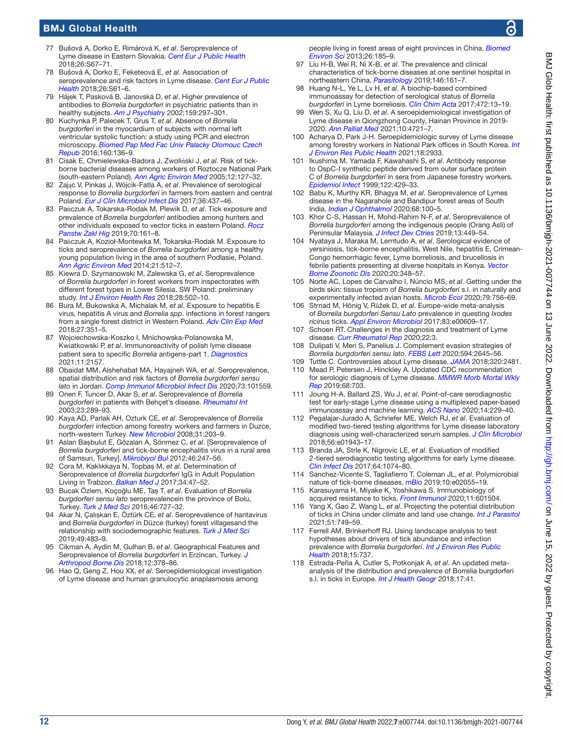77. Bušová A, Dorko E, Rimárová K, *et al*. Seroprevalence of Lyme disease in Eastern Slovakia. *Cent Eur J Public Health* 2018;26:S67–71.
78. Bušová A, Dorko E, Feketeová E, *et al*. Association of seroprevalence and risk factors in Lyme disease. *Cent Eur J Public Health* 2018;26:S61–6.
79. Hájek T, Pasková B, Janovská D, *et al*. Higher prevalence of antibodies to *Borrelia burgdorferi* in psychiatric patients than in healthy subjects. *Am J Psychiatry* 2002;159:297–301.
80. Kuchynka P, Palecek T, Grus T, *et al*. Absence of *Borrelia burgdorferi* in the myocardium of subjects with normal left ventricular systolic function: a study using PCR and electron microscopy. *Biomed Pap Med Fac Univ Palacky Olomouc Czech Repub* 2016;160:136–9.
81. Cisak E, Chmielewska-Badora J, Zwoliński J, *et al*. Risk of tick-borne bacterial diseases among workers of Roztocze National Park (south-eastern Poland). *Ann Agric Environ Med* 2005;12:127–32.
82. Zając V, Pinkas J, Wójcik-Fatla A, *et al*. Prevalence of serological response to *Borrelia burgdorferi* in farmers from eastern and central Poland. *Eur J Clin Microbiol Infect Dis* 2017;36:437–46.
83. Pańczuk A, Tokarska-Rodak M, Plewik D, *et al*. Tick exposure and prevalence of *Borrelia burgdorferi* antibodies among hunters and other individuals exposed to vector ticks in eastern Poland. *Rocz Panstw Zakl Hig* 2019;70:161–8.
84. Pańczuk A, Kozioł-Montewka M, Tokarska-Rodak M. Exposure to ticks and seroprevalence of *Borrelia burgdorferi* among a healthy young population living in the area of southern Podlasie, Poland. *Ann Agric Environ Med* 2014;21:512–7.
85. Kiewra D, Szymanowski M, Zalewska G, *et al*. Seroprevalence of *Borrelia burgdorferi* in forest workers from inspectorates with different forest types in Lower Silesia, SW Poland: preliminary study. *Int J Environ Health Res* 2018;28:502–10.
86. Bura M, Bukowska A, Michalak M, *et al*. Exposure to hepatitis E virus, hepatitis A virus and *Borrelia spp*. infections in forest rangers from a single forest district in Western Poland. *Adv Clin Exp Med* 2018;27:351–5.
87. Wojciechowska-Koszko I, Mnichowska-Polanowska M, Kwiatkowski P, *et al*. Immunoreactivity of polish lyme disease patient sera to specific *Borrelia* antigens-part 1. *Diagnostics* 2021;11:2157.
88. Obaidat MM, Alshehabat MA, Hayajneh WA, *et al*. Seroprevalence, spatial distribution and risk factors of *Borrelia burgdorferi sensu lato* in Jordan. *Comp Immunol Microbiol Infect Dis* 2020;73:101559.
89. Onen F, Tuncer D, Akar S, *et al*. Seroprevalence of *Borrelia burgdorferi* in patients with Behçet's disease. *Rheumatol Int* 2003;23:289–93.
90. Kaya AD, Parlak AH, Ozturk CE, *et al*. Seroprevalence of *Borrelia burgdorferi* infection among forestry workers and farmers in Duzce, north-western Turkey. *New Microbiol* 2008;31:203–9.
91. Aslan Başbulut E, Gözalan A, Sönmez C, *et al*. [Seroprevalence of *Borrelia burgdorferi* and tick-borne encephalitis virus in a rural area of Samsun, Turkey]. *Mikrobiyol Bul* 2012;46:247–56.
92. Cora M, Kaklıkkaya N, Topbaş M, *et al*. Determination of Seroprevalence of *Borrelia burgdorferi* IgG in Adult Population Living in Trabzon. *Balkan Med J* 2017;34:47–52.
93. Bucak Özlem, Koçoğlu ME, Taş T, *et al*. Evaluation of *Borrelia burgdorferi sensu lato* seroprevalencein the province of Bolu, Turkey. *Turk J Med Sci* 2016;46:727–32.
94. Akar N, Çalışkan E, Öztürk CE, *et al*. Seroprevalence of hantavirus and *Borrelia burgdorferi* in Düzce (turkey) forest villagesand the relationship with sociodemographic features. *Turk J Med Sci* 2019;49:483–9.
95. Cikman A, Aydin M, Gulhan B, *et al*. Geographical Features and Seroprevalence of *Borrelia burgdorferi* in Erzincan, Turkey. *J Arthropod Borne Dis* 2018;12:378–86.
96. Hao Q, Geng Z, Hou XX, *et al*. Seroepidemiological investigation of Lyme disease and human granulocytic anaplasmosis among people living in forest areas of eight provinces in China. *Biomed Environ Sci* 2013;26:185–9.
97. Liu H-B, Wei R, Ni X-B, *et al*. The prevalence and clinical characteristics of tick-borne diseases at one sentinel hospital in northeastern China. *Parasitology* 2019;146:161–7.
98. Huang N-L, Ye L, Lv H, *et al*. A biochip-based combined immunoassay for detection of serological status of *Borrelia burgdorferi* in Lyme borreliosis. *Clin Chim Acta* 2017;472:13–19.
99. Wen S, Xu Q, Liu D, *et al*. A seroepidemiological investigation of Lyme disease in Qiongzhong County, Hainan Province in 2019-2020. *Ann Palliat Med* 2021;10:4721–7.
100. Acharya D, Park J-H. Seroepidemiologic survey of Lyme disease among forestry workers in National Park offices in South Korea. *Int J Environ Res Public Health* 2021;18:2933.
101. Ikushima M, Yamada F, Kawahashi S, *et al*. Antibody response to OspC-I synthetic peptide derived from outer surface protein C of *Borrelia burgdorferi* in sera from Japanese forestry workers. *Epidemiol Infect* 1999;122:429–33.
102. Babu K, Murthy KR, Bhagya M, *et al*. Seroprevalence of Lymes disease in the Nagarahole and Bandipur forest areas of South India. *Indian J Ophthalmol* 2020;68:100–5.
103. Khor C-S, Hassan H, Mohd-Rahim N-F, *et al*. Seroprevalence of *Borrelia burgdorferi* among the indigenous people (Orang Asli) of Peninsular Malaysia. *J Infect Dev Ctries* 2019;13:449–54.
104. Nyataya J, Maraka M, Lemtudo A, *et al*. Serological evidence of yersiniosis, tick-borne encephalitis, West Nile, hepatitis E, Crimean-Congo hemorrhagic fever, Lyme borreliosis, and brucellosis in febrile patients presenting at diverse hospitals in Kenya. *Vector Borne Zoonotic Dis* 2020;20:348–57.
105. Norte AC, Lopes de Carvalho I, Núncio MS, *et al*. Getting under the birds skin: tissue tropism of *Borrelia burgdorferi* s.l. in naturally and experimentally infected avian hosts. *Microb Ecol* 2020;79:756–69.
106. Strnad M, Hönig V, Růžek D, *et al*. Europe-wide meta-analysis of *Borrelia burgdorferi Sensu Lato* prevalence in questing *Ixodes ricinus* ticks. *Appl Environ Microbiol* 2017;83:e00609–17.
107. Schoen RT. Challenges in the diagnosis and treatment of Lyme disease. *Curr Rheumatol Rep* 2020;22:3.
108. Dulipati V, Meri S, Panelius J. Complement evasion strategies of *Borrelia burgdorferi sensu lato*. *FEBS Lett* 2020;594:2645–56.
109. Tuttle C. Controversies about Lyme disease. *JAMA* 2018;320:2481.
110. Mead P, Petersen J, Hinckley A. Updated CDC recommendation for serologic diagnosis of Lyme disease. *MMWR Morb Mortal Wkly Rep* 2019;68:703.
111. Joung H-A, Ballard ZS, Wu J, *et al*. Point-of-care serodiagnostic test for early-stage Lyme disease using a multiplexed paper-based immunoassay and machine learning. *ACS Nano* 2020;14:229–40.
112. Pegalajar-Jurado A, Schriefer ME, Welch RJ, *et al*. Evaluation of modified two-tiered testing algorithms for Lyme disease laboratory diagnosis using well-characterized serum samples. *J Clin Microbiol* 2018;56:e01943–17.
113. Branda JA, Strle K, Nigrovic LE, *et al*. Evaluation of modified 2-tiered serodiagnostic testing algorithms for early Lyme disease. *Clin Infect Dis* 2017;64:1074–80.
114. Sanchez-Vicente S, Tagliafierro T, Coleman JL, *et al*. Polymicrobial nature of tick-borne diseases. *mBio* 2019;10:e02055–19.
115. Karasuyama H, Miyake K, Yoshikawa S. Immunobiology of acquired resistance to ticks. *Front Immunol* 2020;11:601504.
116. Yang X, Gao Z, Wang L, *et al*. Projecting the potential distribution of ticks in China under climate and land use change. *Int J Parasitol* 2021;51:749–59.
117. Ferrell AM, Brinkerhoff RJ. Using landscape analysis to test hypotheses about drivers of tick abundance and infection prevalence with *Borrelia burgdorferi*. *Int J Environ Res Public Health* 2018;15:737.
118. Estrada-Peña A, Cutler S, Potkonjak A, *et al*. An updated meta-analysis of the distribution and prevalence of Borrelia burgdorferi s.l. in ticks in Europe. *Int J Health Geogr* 2018;17:41.